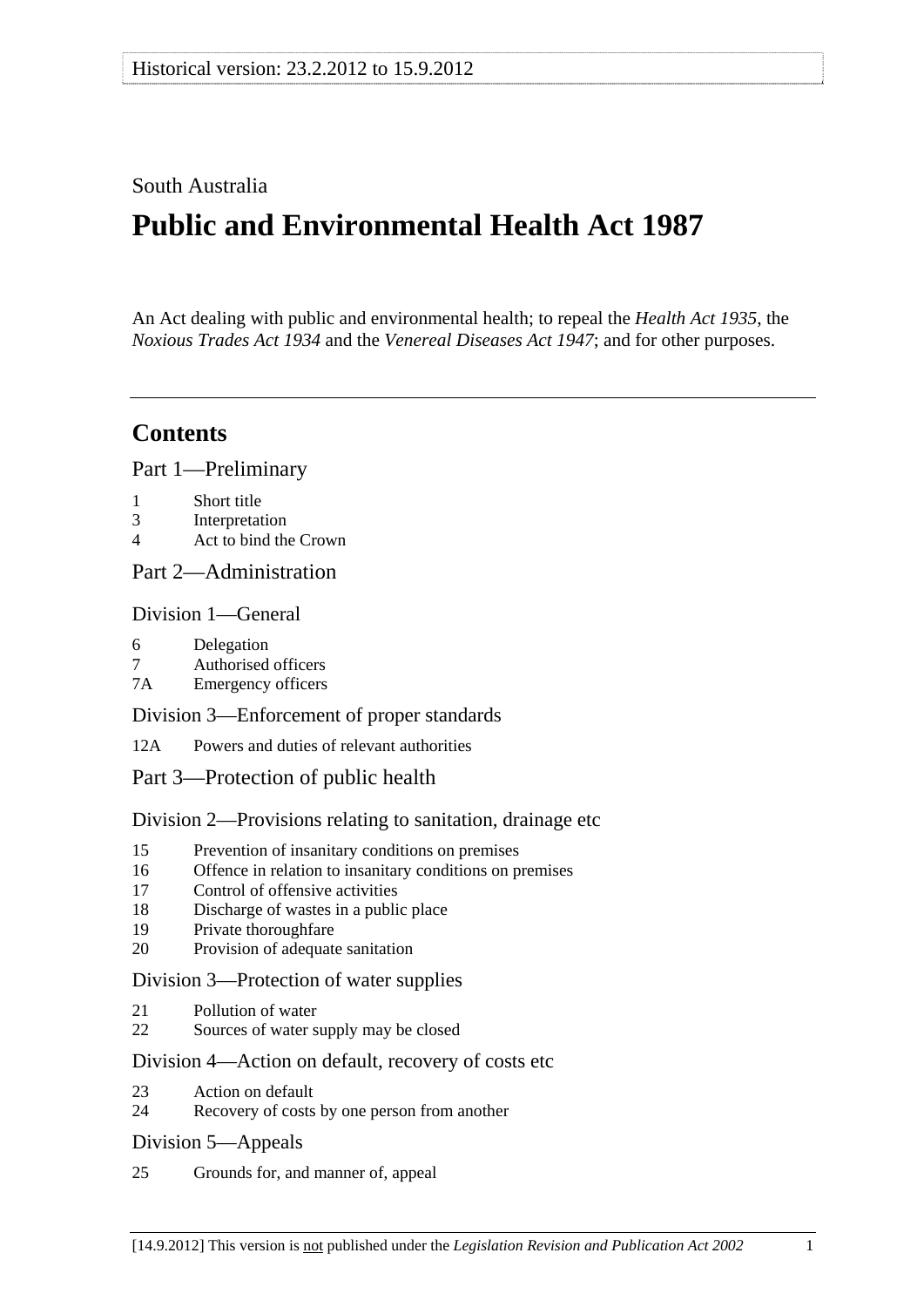South Australia

# Public and Environmental Health Act 1987

An Act dealing with public and environmental health; to repeal the *Health Act 1935*, the *Noxious Trades Act 1934* and the *Venereal Diseases Act 1947*; and for other purposes.

---

## Contents

### Part 1—Preliminary

1 Short title
3 Interpretation
4 Act to bind the Crown

### Part 2—Administration

#### Division 1—General

6 Delegation
7 Authorised officers
7A Emergency officers

#### Division 3—Enforcement of proper standards

12A Powers and duties of relevant authorities

### Part 3—Protection of public health

#### Division 2—Provisions relating to sanitation, drainage etc

15 Prevention of insanitary conditions on premises
16 Offence in relation to insanitary conditions on premises
17 Control of offensive activities
18 Discharge of wastes in a public place
19 Private thoroughfare
20 Provision of adequate sanitation

#### Division 3—Protection of water supplies

21 Pollution of water
22 Sources of water supply may be closed

#### Division 4—Action on default, recovery of costs etc

23 Action on default
24 Recovery of costs by one person from another

#### Division 5—Appeals

25 Grounds for, and manner of, appeal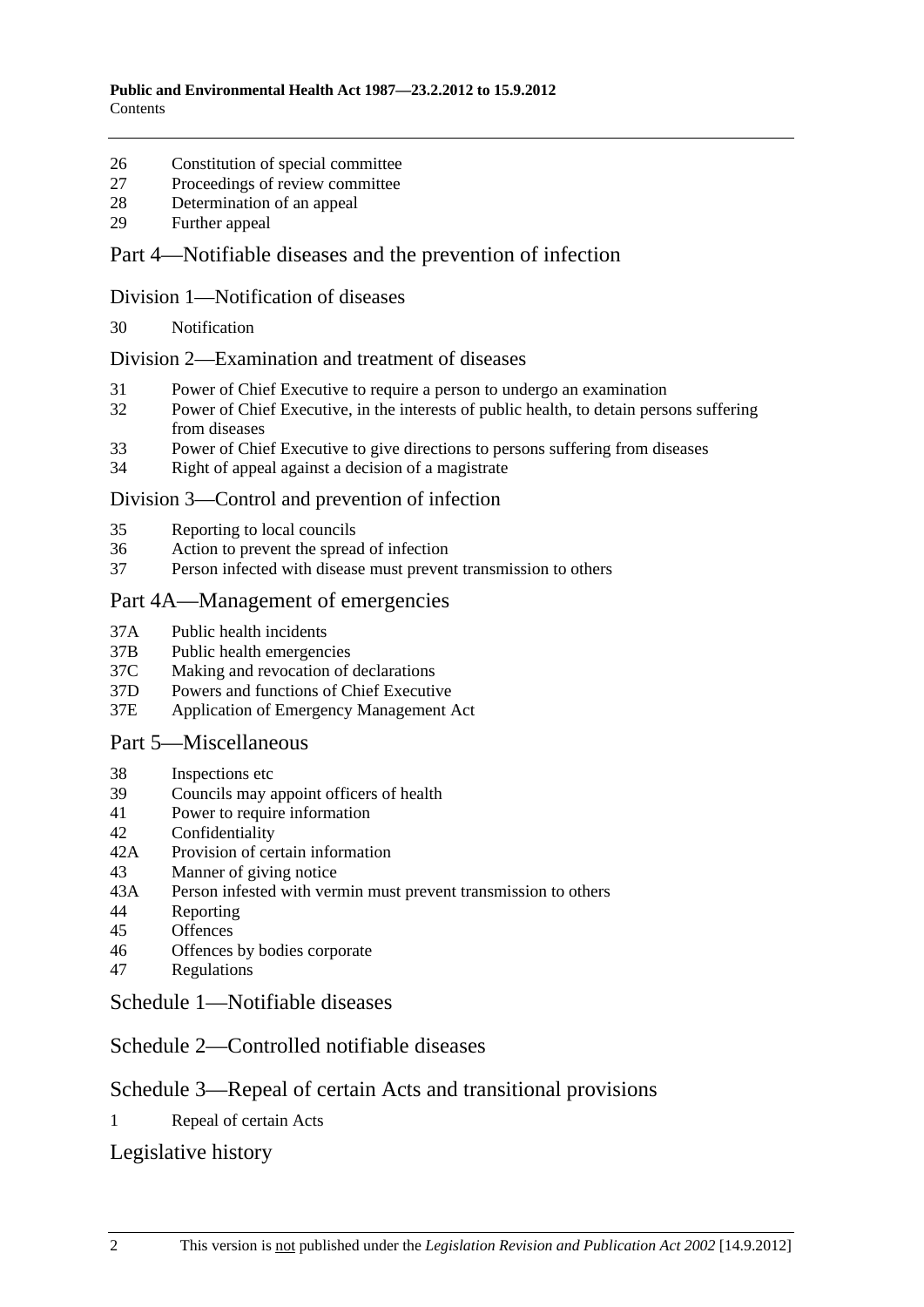26 Constitution of special committee
27 Proceedings of review committee
28 Determination of an appeal
29 Further appeal

## Part 4—Notifiable diseases and the prevention of infection

### Division 1—Notification of diseases

30 Notification

### Division 2—Examination and treatment of diseases

31 Power of Chief Executive to require a person to undergo an examination
32 Power of Chief Executive, in the interests of public health, to detain persons suffering from diseases
33 Power of Chief Executive to give directions to persons suffering from diseases
34 Right of appeal against a decision of a magistrate

### Division 3—Control and prevention of infection

35 Reporting to local councils
36 Action to prevent the spread of infection
37 Person infected with disease must prevent transmission to others

## Part 4A—Management of emergencies

37A Public health incidents
37B Public health emergencies
37C Making and revocation of declarations
37D Powers and functions of Chief Executive
37E Application of Emergency Management Act

## Part 5—Miscellaneous

38 Inspections etc
39 Councils may appoint officers of health
41 Power to require information
42 Confidentiality
42A Provision of certain information
43 Manner of giving notice
43A Person infested with vermin must prevent transmission to others
44 Reporting
45 Offences
46 Offences by bodies corporate
47 Regulations

## Schedule 1—Notifiable diseases

## Schedule 2—Controlled notifiable diseases

## Schedule 3—Repeal of certain Acts and transitional provisions

1 Repeal of certain Acts

## Legislative history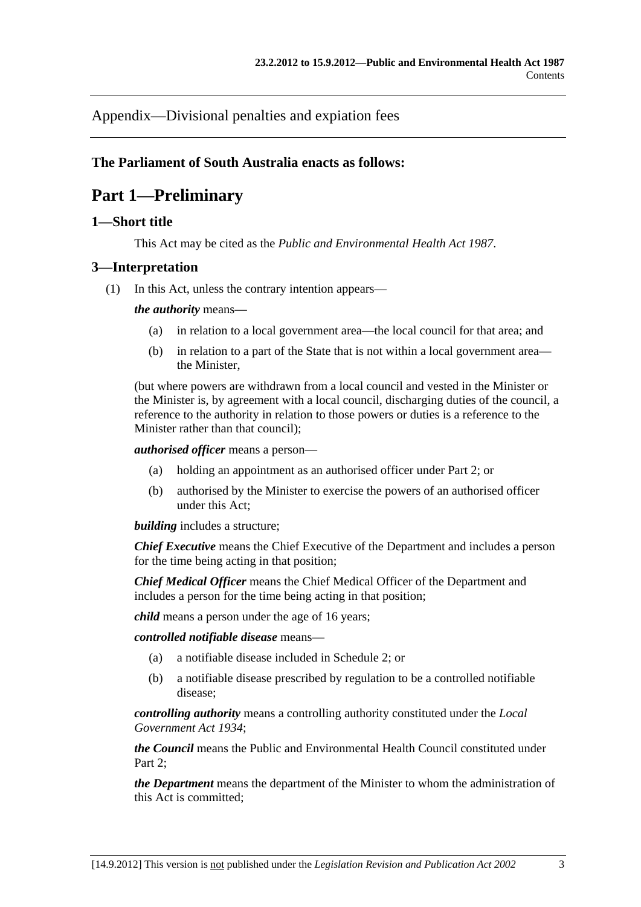Appendix—Divisional penalties and expiation fees

**The Parliament of South Australia enacts as follows:**

# Part 1—Preliminary

## 1—Short title

This Act may be cited as the *Public and Environmental Health Act 1987*.

## 3—Interpretation

(1) In this Act, unless the contrary intention appears—

***the authority*** means—

- (a) in relation to a local government area—the local council for that area; and
- (b) in relation to a part of the State that is not within a local government area—the Minister,

(but where powers are withdrawn from a local council and vested in the Minister or the Minister is, by agreement with a local council, discharging duties of the council, a reference to the authority in relation to those powers or duties is a reference to the Minister rather than that council);

***authorised officer*** means a person—

- (a) holding an appointment as an authorised officer under Part 2; or
- (b) authorised by the Minister to exercise the powers of an authorised officer under this Act;

***building*** includes a structure;

***Chief Executive*** means the Chief Executive of the Department and includes a person for the time being acting in that position;

***Chief Medical Officer*** means the Chief Medical Officer of the Department and includes a person for the time being acting in that position;

***child*** means a person under the age of 16 years;

***controlled notifiable disease*** means—

- (a) a notifiable disease included in Schedule 2; or
- (b) a notifiable disease prescribed by regulation to be a controlled notifiable disease;

***controlling authority*** means a controlling authority constituted under the *Local Government Act 1934*;

***the Council*** means the Public and Environmental Health Council constituted under Part 2;

***the Department*** means the department of the Minister to whom the administration of this Act is committed;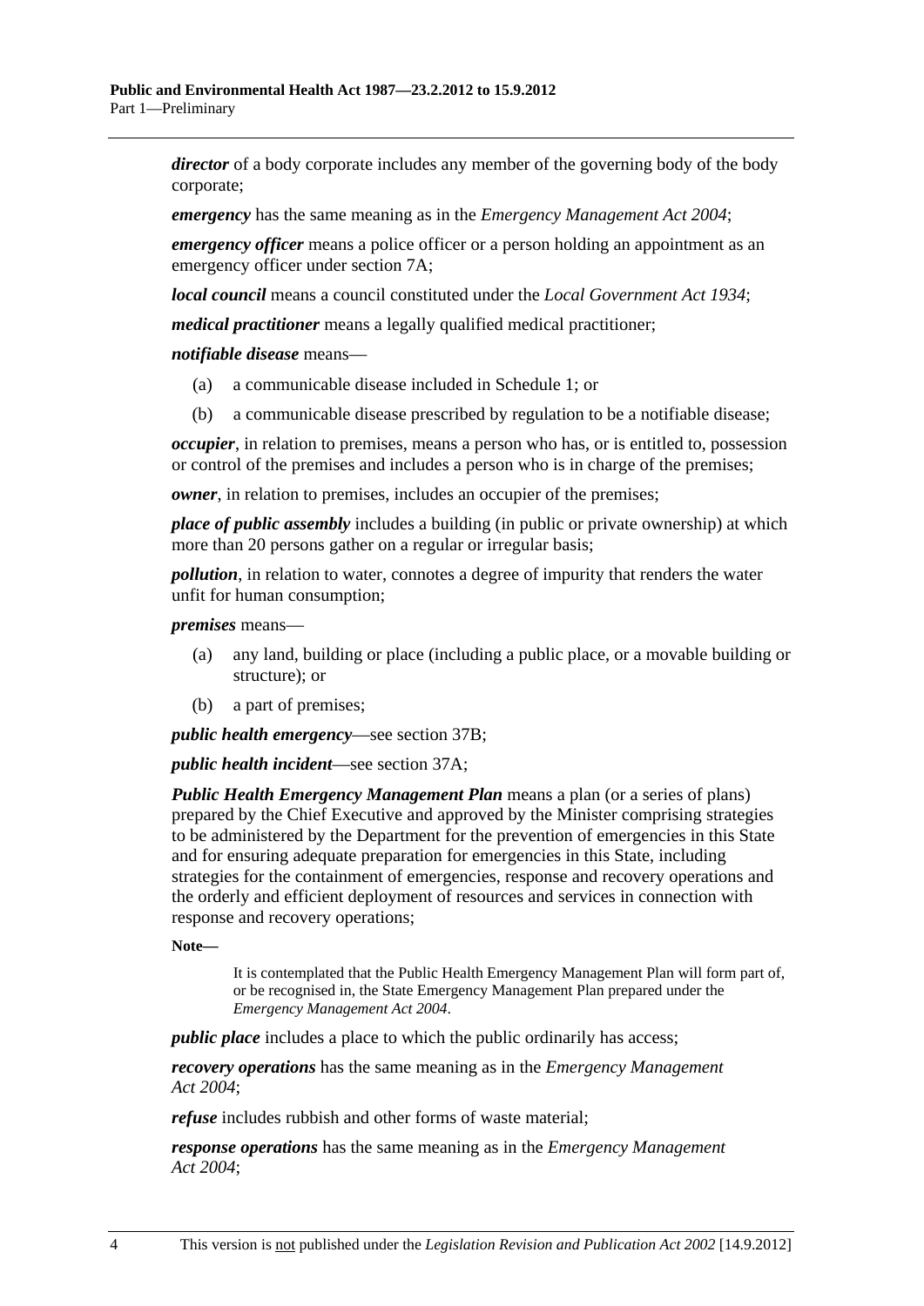***director*** of a body corporate includes any member of the governing body of the body corporate;

***emergency*** has the same meaning as in the *Emergency Management Act 2004*;

***emergency officer*** means a police officer or a person holding an appointment as an emergency officer under section 7A;

***local council*** means a council constituted under the *Local Government Act 1934*;

***medical practitioner*** means a legally qualified medical practitioner;

***notifiable disease*** means—

(a) a communicable disease included in Schedule 1; or

(b) a communicable disease prescribed by regulation to be a notifiable disease;

***occupier***, in relation to premises, means a person who has, or is entitled to, possession or control of the premises and includes a person who is in charge of the premises;

***owner***, in relation to premises, includes an occupier of the premises;

***place of public assembly*** includes a building (in public or private ownership) at which more than 20 persons gather on a regular or irregular basis;

***pollution***, in relation to water, connotes a degree of impurity that renders the water unfit for human consumption;

***premises*** means—

(a) any land, building or place (including a public place, or a movable building or structure); or

(b) a part of premises;

***public health emergency***—see section 37B;

***public health incident***—see section 37A;

***Public Health Emergency Management Plan*** means a plan (or a series of plans) prepared by the Chief Executive and approved by the Minister comprising strategies to be administered by the Department for the prevention of emergencies in this State and for ensuring adequate preparation for emergencies in this State, including strategies for the containment of emergencies, response and recovery operations and the orderly and efficient deployment of resources and services in connection with response and recovery operations;

**Note—**

It is contemplated that the Public Health Emergency Management Plan will form part of, or be recognised in, the State Emergency Management Plan prepared under the *Emergency Management Act 2004*.

***public place*** includes a place to which the public ordinarily has access;

***recovery operations*** has the same meaning as in the *Emergency Management Act 2004*;

***refuse*** includes rubbish and other forms of waste material;

***response operations*** has the same meaning as in the *Emergency Management Act 2004*;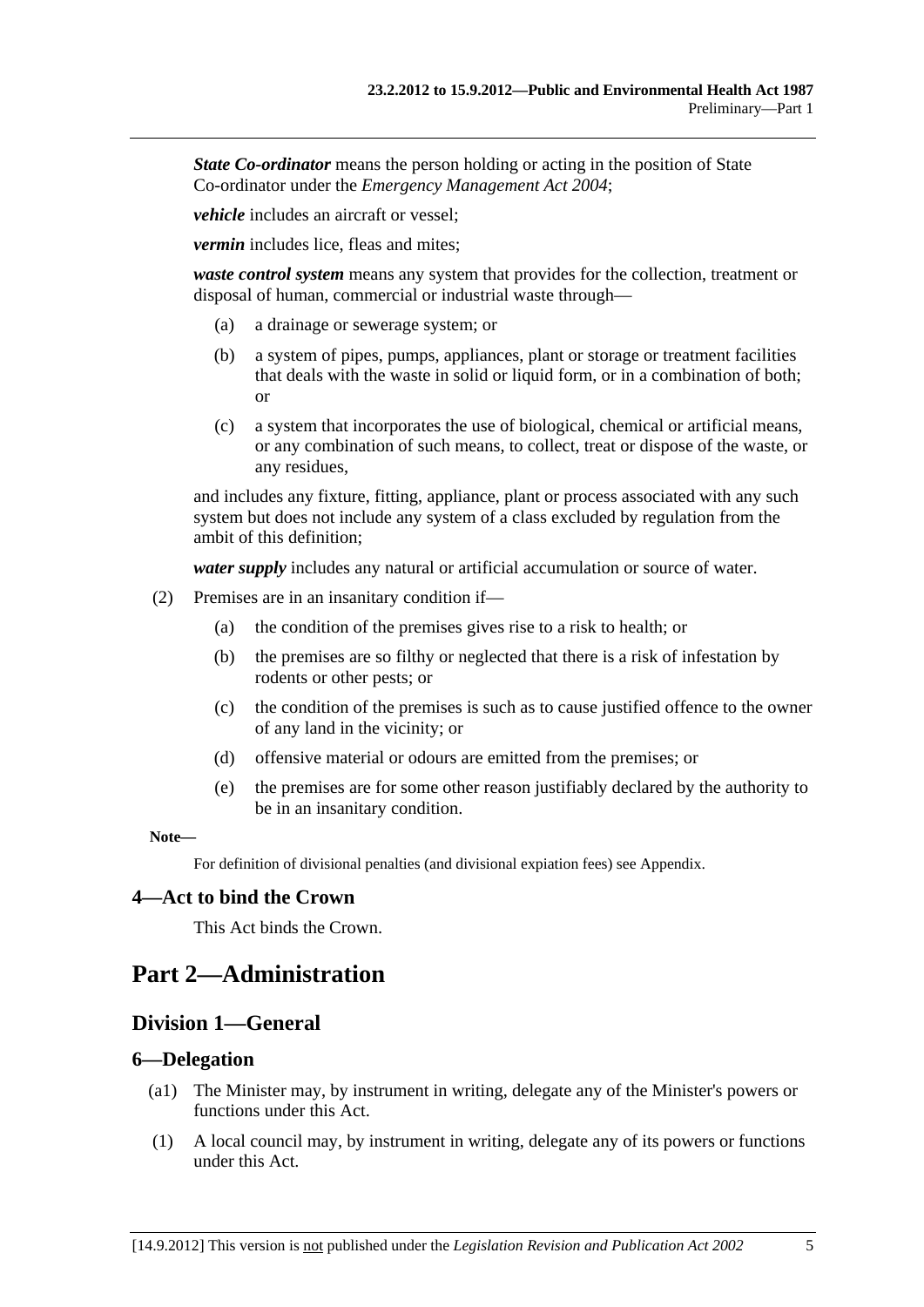***State Co-ordinator*** means the person holding or acting in the position of State Co-ordinator under the *Emergency Management Act 2004*;

***vehicle*** includes an aircraft or vessel;

***vermin*** includes lice, fleas and mites;

***waste control system*** means any system that provides for the collection, treatment or disposal of human, commercial or industrial waste through—

(a) a drainage or sewerage system; or

(b) a system of pipes, pumps, appliances, plant or storage or treatment facilities that deals with the waste in solid or liquid form, or in a combination of both; or

(c) a system that incorporates the use of biological, chemical or artificial means, or any combination of such means, to collect, treat or dispose of the waste, or any residues,

and includes any fixture, fitting, appliance, plant or process associated with any such system but does not include any system of a class excluded by regulation from the ambit of this definition;

***water supply*** includes any natural or artificial accumulation or source of water.

(2) Premises are in an insanitary condition if—

(a) the condition of the premises gives rise to a risk to health; or

(b) the premises are so filthy or neglected that there is a risk of infestation by rodents or other pests; or

(c) the condition of the premises is such as to cause justified offence to the owner of any land in the vicinity; or

(d) offensive material or odours are emitted from the premises; or

(e) the premises are for some other reason justifiably declared by the authority to be in an insanitary condition.

**Note—**

For definition of divisional penalties (and divisional expiation fees) see Appendix.

### 4—Act to bind the Crown

This Act binds the Crown.

# Part 2—Administration

## Division 1—General

### 6—Delegation

(a1) The Minister may, by instrument in writing, delegate any of the Minister's powers or functions under this Act.

(1) A local council may, by instrument in writing, delegate any of its powers or functions under this Act.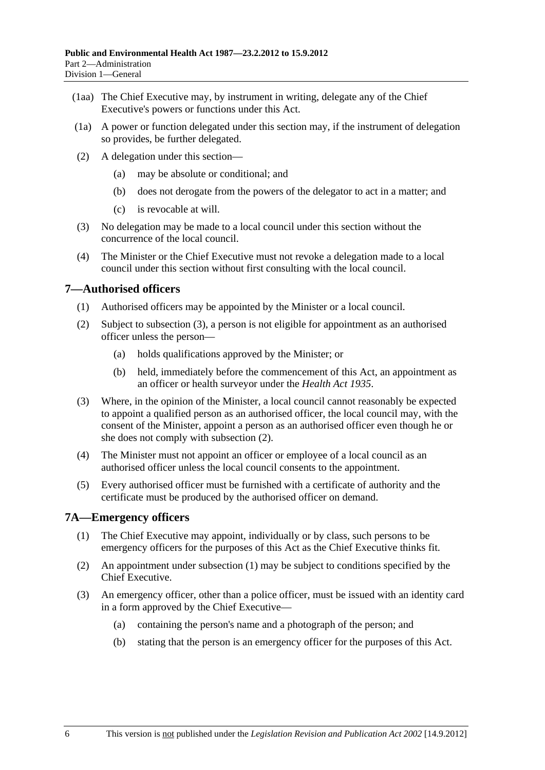(1aa) The Chief Executive may, by instrument in writing, delegate any of the Chief Executive's powers or functions under this Act.

(1a) A power or function delegated under this section may, if the instrument of delegation so provides, be further delegated.

(2) A delegation under this section—

  (a) may be absolute or conditional; and

  (b) does not derogate from the powers of the delegator to act in a matter; and

  (c) is revocable at will.

(3) No delegation may be made to a local council under this section without the concurrence of the local council.

(4) The Minister or the Chief Executive must not revoke a delegation made to a local council under this section without first consulting with the local council.

## 7—Authorised officers

(1) Authorised officers may be appointed by the Minister or a local council.

(2) Subject to subsection (3), a person is not eligible for appointment as an authorised officer unless the person—

  (a) holds qualifications approved by the Minister; or

  (b) held, immediately before the commencement of this Act, an appointment as an officer or health surveyor under the *Health Act 1935*.

(3) Where, in the opinion of the Minister, a local council cannot reasonably be expected to appoint a qualified person as an authorised officer, the local council may, with the consent of the Minister, appoint a person as an authorised officer even though he or she does not comply with subsection (2).

(4) The Minister must not appoint an officer or employee of a local council as an authorised officer unless the local council consents to the appointment.

(5) Every authorised officer must be furnished with a certificate of authority and the certificate must be produced by the authorised officer on demand.

## 7A—Emergency officers

(1) The Chief Executive may appoint, individually or by class, such persons to be emergency officers for the purposes of this Act as the Chief Executive thinks fit.

(2) An appointment under subsection (1) may be subject to conditions specified by the Chief Executive.

(3) An emergency officer, other than a police officer, must be issued with an identity card in a form approved by the Chief Executive—

  (a) containing the person's name and a photograph of the person; and

  (b) stating that the person is an emergency officer for the purposes of this Act.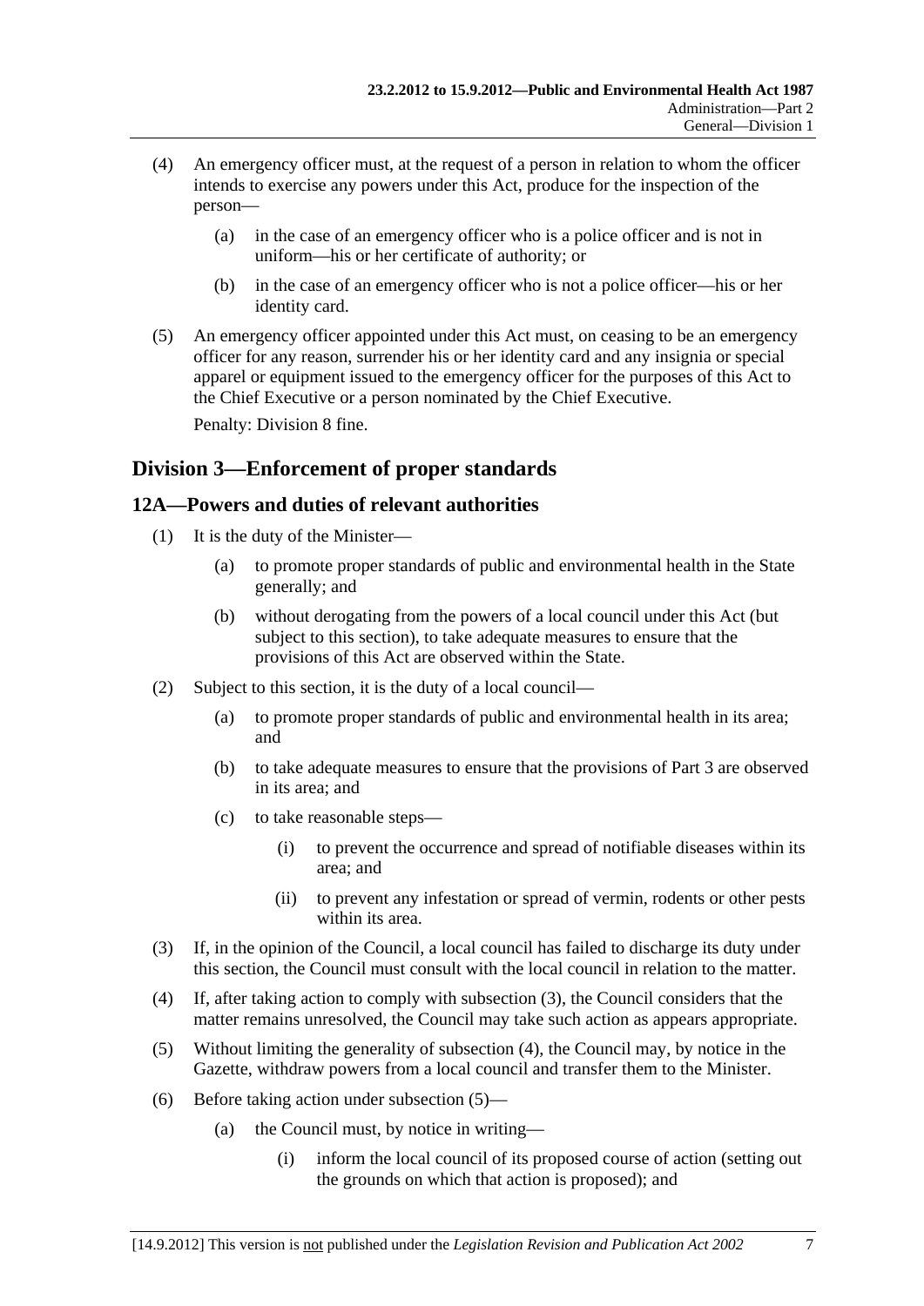(4) An emergency officer must, at the request of a person in relation to whom the officer intends to exercise any powers under this Act, produce for the inspection of the person—

(a) in the case of an emergency officer who is a police officer and is not in uniform—his or her certificate of authority; or

(b) in the case of an emergency officer who is not a police officer—his or her identity card.

(5) An emergency officer appointed under this Act must, on ceasing to be an emergency officer for any reason, surrender his or her identity card and any insignia or special apparel or equipment issued to the emergency officer for the purposes of this Act to the Chief Executive or a person nominated by the Chief Executive.

Penalty: Division 8 fine.

## Division 3—Enforcement of proper standards

### 12A—Powers and duties of relevant authorities

(1) It is the duty of the Minister—

(a) to promote proper standards of public and environmental health in the State generally; and

(b) without derogating from the powers of a local council under this Act (but subject to this section), to take adequate measures to ensure that the provisions of this Act are observed within the State.

(2) Subject to this section, it is the duty of a local council—

(a) to promote proper standards of public and environmental health in its area; and

(b) to take adequate measures to ensure that the provisions of Part 3 are observed in its area; and

(c) to take reasonable steps—

(i) to prevent the occurrence and spread of notifiable diseases within its area; and

(ii) to prevent any infestation or spread of vermin, rodents or other pests within its area.

(3) If, in the opinion of the Council, a local council has failed to discharge its duty under this section, the Council must consult with the local council in relation to the matter.

(4) If, after taking action to comply with subsection (3), the Council considers that the matter remains unresolved, the Council may take such action as appears appropriate.

(5) Without limiting the generality of subsection (4), the Council may, by notice in the Gazette, withdraw powers from a local council and transfer them to the Minister.

(6) Before taking action under subsection (5)—

(a) the Council must, by notice in writing—

(i) inform the local council of its proposed course of action (setting out the grounds on which that action is proposed); and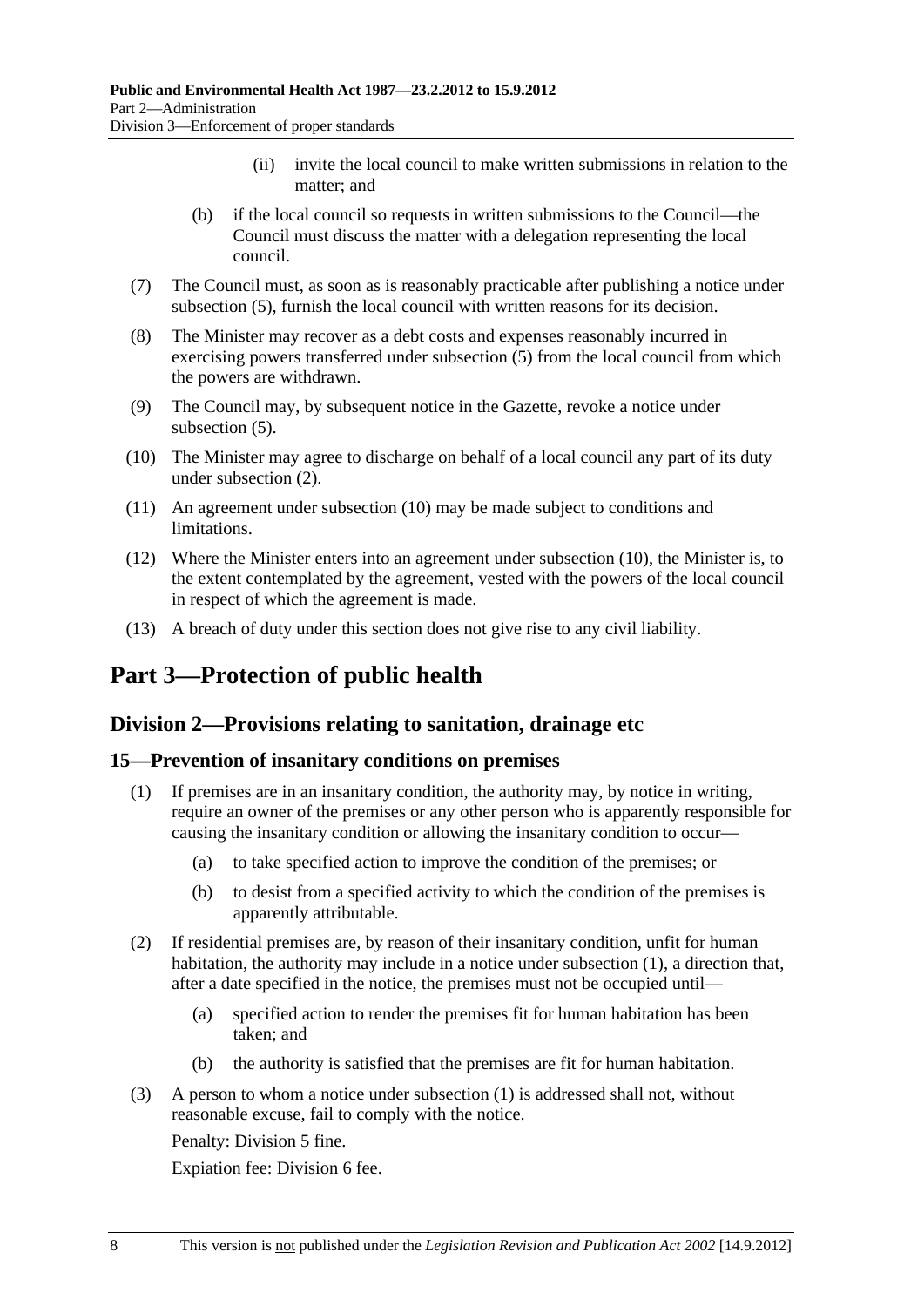(ii) invite the local council to make written submissions in relation to the matter; and

(b) if the local council so requests in written submissions to the Council—the Council must discuss the matter with a delegation representing the local council.

(7) The Council must, as soon as is reasonably practicable after publishing a notice under subsection (5), furnish the local council with written reasons for its decision.

(8) The Minister may recover as a debt costs and expenses reasonably incurred in exercising powers transferred under subsection (5) from the local council from which the powers are withdrawn.

(9) The Council may, by subsequent notice in the Gazette, revoke a notice under subsection (5).

(10) The Minister may agree to discharge on behalf of a local council any part of its duty under subsection (2).

(11) An agreement under subsection (10) may be made subject to conditions and limitations.

(12) Where the Minister enters into an agreement under subsection (10), the Minister is, to the extent contemplated by the agreement, vested with the powers of the local council in respect of which the agreement is made.

(13) A breach of duty under this section does not give rise to any civil liability.

# Part 3—Protection of public health

## Division 2—Provisions relating to sanitation, drainage etc

### 15—Prevention of insanitary conditions on premises

(1) If premises are in an insanitary condition, the authority may, by notice in writing, require an owner of the premises or any other person who is apparently responsible for causing the insanitary condition or allowing the insanitary condition to occur—

(a) to take specified action to improve the condition of the premises; or

(b) to desist from a specified activity to which the condition of the premises is apparently attributable.

(2) If residential premises are, by reason of their insanitary condition, unfit for human habitation, the authority may include in a notice under subsection (1), a direction that, after a date specified in the notice, the premises must not be occupied until—

(a) specified action to render the premises fit for human habitation has been taken; and

(b) the authority is satisfied that the premises are fit for human habitation.

(3) A person to whom a notice under subsection (1) is addressed shall not, without reasonable excuse, fail to comply with the notice.

Penalty: Division 5 fine.

Expiation fee: Division 6 fee.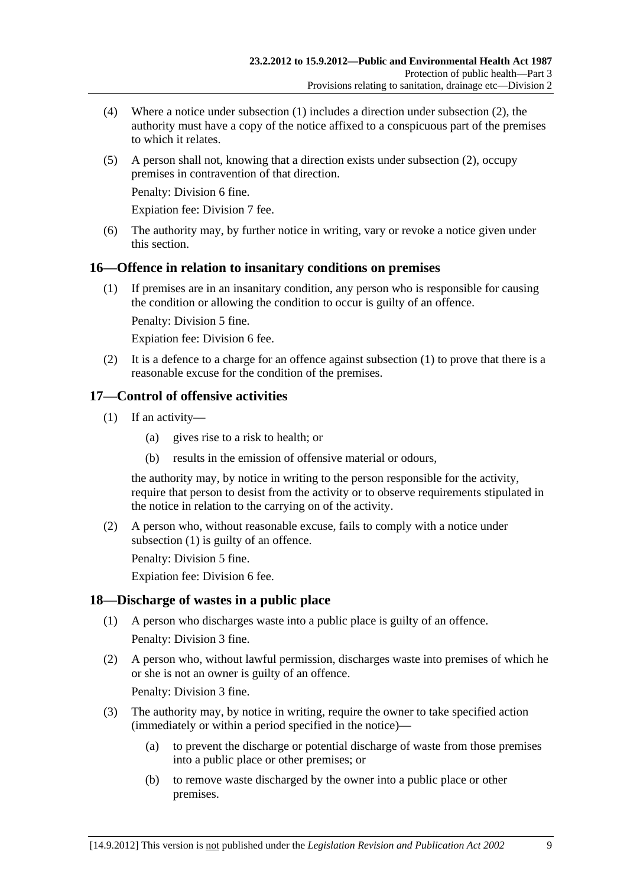(4) Where a notice under subsection (1) includes a direction under subsection (2), the authority must have a copy of the notice affixed to a conspicuous part of the premises to which it relates.

(5) A person shall not, knowing that a direction exists under subsection (2), occupy premises in contravention of that direction.

Penalty: Division 6 fine.

Expiation fee: Division 7 fee.

(6) The authority may, by further notice in writing, vary or revoke a notice given under this section.

## 16—Offence in relation to insanitary conditions on premises

(1) If premises are in an insanitary condition, any person who is responsible for causing the condition or allowing the condition to occur is guilty of an offence.

Penalty: Division 5 fine.

Expiation fee: Division 6 fee.

(2) It is a defence to a charge for an offence against subsection (1) to prove that there is a reasonable excuse for the condition of the premises.

## 17—Control of offensive activities

(1) If an activity—

(a) gives rise to a risk to health; or

(b) results in the emission of offensive material or odours,

the authority may, by notice in writing to the person responsible for the activity, require that person to desist from the activity or to observe requirements stipulated in the notice in relation to the carrying on of the activity.

(2) A person who, without reasonable excuse, fails to comply with a notice under subsection (1) is guilty of an offence.

Penalty: Division 5 fine.

Expiation fee: Division 6 fee.

## 18—Discharge of wastes in a public place

(1) A person who discharges waste into a public place is guilty of an offence.

Penalty: Division 3 fine.

(2) A person who, without lawful permission, discharges waste into premises of which he or she is not an owner is guilty of an offence.

Penalty: Division 3 fine.

(3) The authority may, by notice in writing, require the owner to take specified action (immediately or within a period specified in the notice)—

(a) to prevent the discharge or potential discharge of waste from those premises into a public place or other premises; or

(b) to remove waste discharged by the owner into a public place or other premises.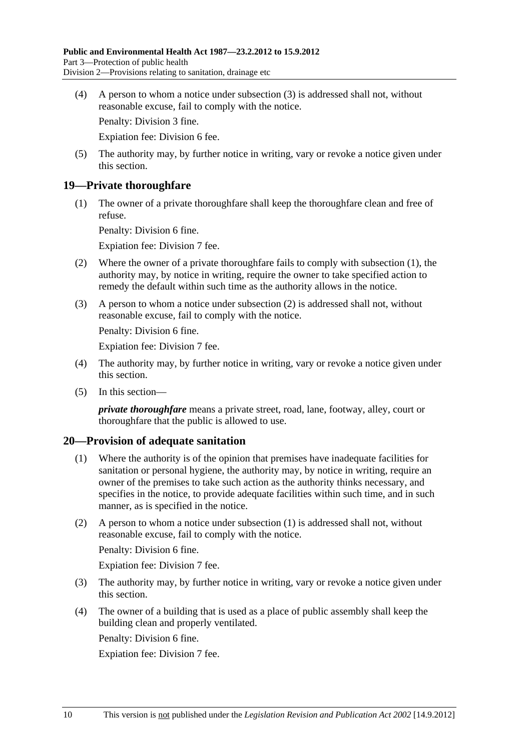(4) A person to whom a notice under subsection (3) is addressed shall not, without reasonable excuse, fail to comply with the notice.

Penalty: Division 3 fine.

Expiation fee: Division 6 fee.

(5) The authority may, by further notice in writing, vary or revoke a notice given under this section.

## 19—Private thoroughfare

(1) The owner of a private thoroughfare shall keep the thoroughfare clean and free of refuse.

Penalty: Division 6 fine.

Expiation fee: Division 7 fee.

(2) Where the owner of a private thoroughfare fails to comply with subsection (1), the authority may, by notice in writing, require the owner to take specified action to remedy the default within such time as the authority allows in the notice.

(3) A person to whom a notice under subsection (2) is addressed shall not, without reasonable excuse, fail to comply with the notice.

Penalty: Division 6 fine.

Expiation fee: Division 7 fee.

(4) The authority may, by further notice in writing, vary or revoke a notice given under this section.

(5) In this section—

***private thoroughfare*** means a private street, road, lane, footway, alley, court or thoroughfare that the public is allowed to use.

## 20—Provision of adequate sanitation

(1) Where the authority is of the opinion that premises have inadequate facilities for sanitation or personal hygiene, the authority may, by notice in writing, require an owner of the premises to take such action as the authority thinks necessary, and specifies in the notice, to provide adequate facilities within such time, and in such manner, as is specified in the notice.

(2) A person to whom a notice under subsection (1) is addressed shall not, without reasonable excuse, fail to comply with the notice.

Penalty: Division 6 fine.

Expiation fee: Division 7 fee.

(3) The authority may, by further notice in writing, vary or revoke a notice given under this section.

(4) The owner of a building that is used as a place of public assembly shall keep the building clean and properly ventilated.

Penalty: Division 6 fine.

Expiation fee: Division 7 fee.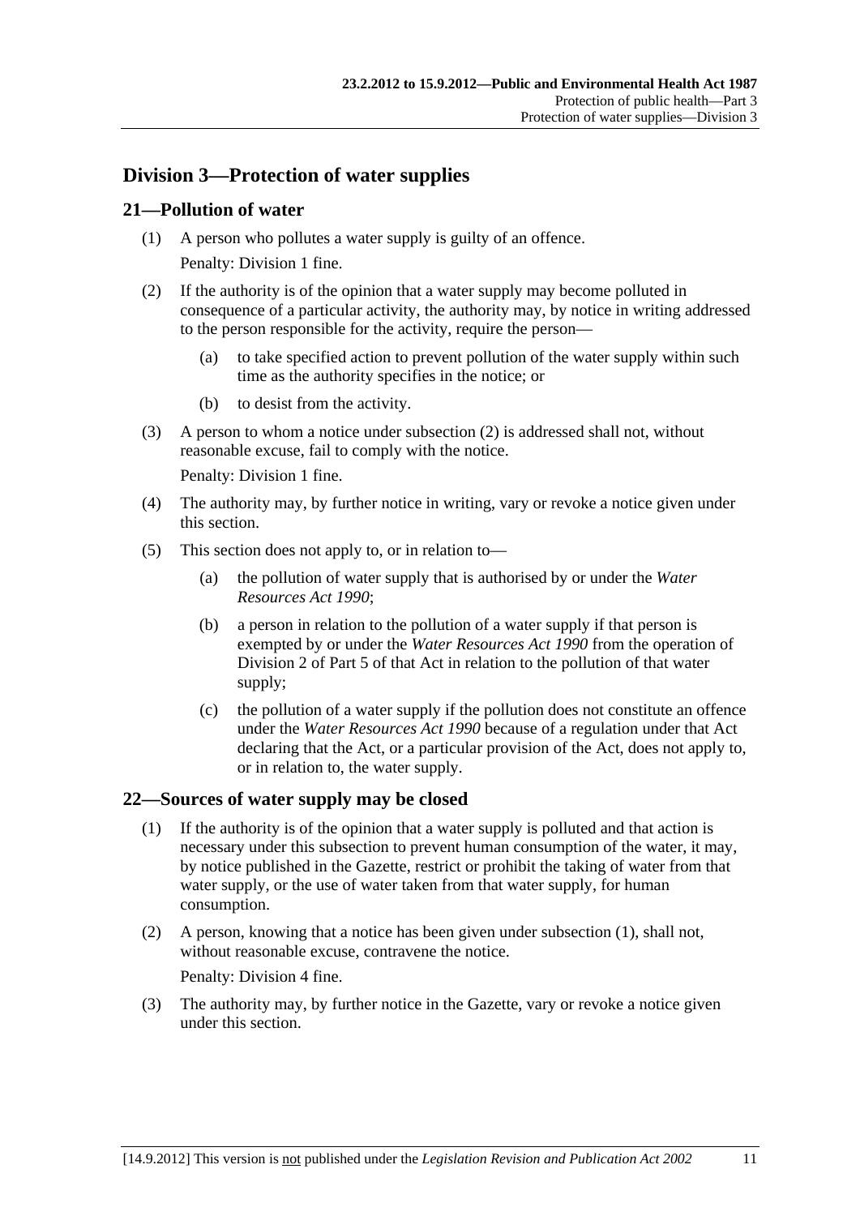## Division 3—Protection of water supplies

### 21—Pollution of water

(1) A person who pollutes a water supply is guilty of an offence.

Penalty: Division 1 fine.

(2) If the authority is of the opinion that a water supply may become polluted in consequence of a particular activity, the authority may, by notice in writing addressed to the person responsible for the activity, require the person—

(a) to take specified action to prevent pollution of the water supply within such time as the authority specifies in the notice; or

(b) to desist from the activity.

(3) A person to whom a notice under subsection (2) is addressed shall not, without reasonable excuse, fail to comply with the notice.

Penalty: Division 1 fine.

(4) The authority may, by further notice in writing, vary or revoke a notice given under this section.

(5) This section does not apply to, or in relation to—

(a) the pollution of water supply that is authorised by or under the *Water Resources Act 1990*;

(b) a person in relation to the pollution of a water supply if that person is exempted by or under the *Water Resources Act 1990* from the operation of Division 2 of Part 5 of that Act in relation to the pollution of that water supply;

(c) the pollution of a water supply if the pollution does not constitute an offence under the *Water Resources Act 1990* because of a regulation under that Act declaring that the Act, or a particular provision of the Act, does not apply to, or in relation to, the water supply.

### 22—Sources of water supply may be closed

(1) If the authority is of the opinion that a water supply is polluted and that action is necessary under this subsection to prevent human consumption of the water, it may, by notice published in the Gazette, restrict or prohibit the taking of water from that water supply, or the use of water taken from that water supply, for human consumption.

(2) A person, knowing that a notice has been given under subsection (1), shall not, without reasonable excuse, contravene the notice.

Penalty: Division 4 fine.

(3) The authority may, by further notice in the Gazette, vary or revoke a notice given under this section.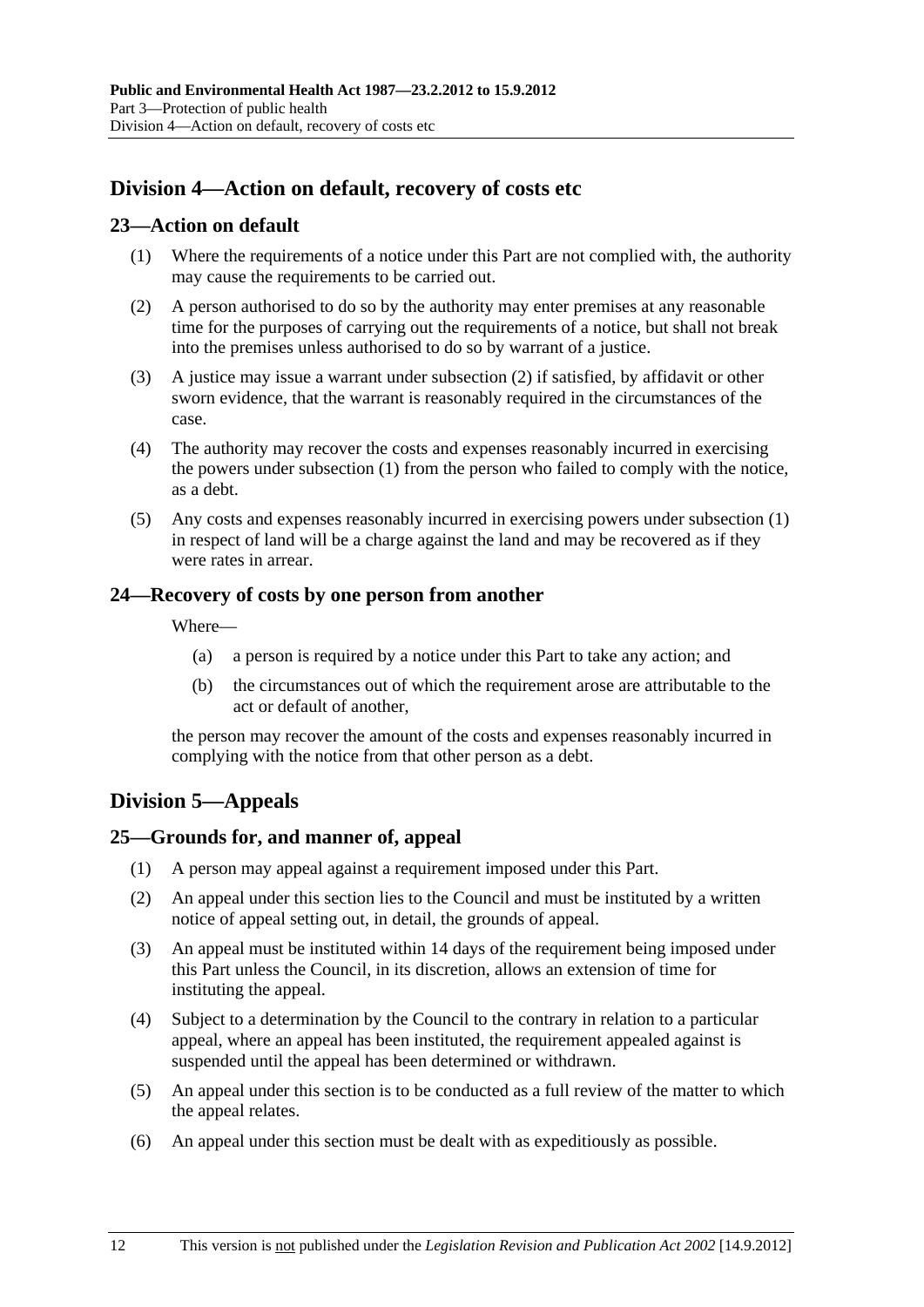## Division 4—Action on default, recovery of costs etc

### 23—Action on default

(1) Where the requirements of a notice under this Part are not complied with, the authority may cause the requirements to be carried out.

(2) A person authorised to do so by the authority may enter premises at any reasonable time for the purposes of carrying out the requirements of a notice, but shall not break into the premises unless authorised to do so by warrant of a justice.

(3) A justice may issue a warrant under subsection (2) if satisfied, by affidavit or other sworn evidence, that the warrant is reasonably required in the circumstances of the case.

(4) The authority may recover the costs and expenses reasonably incurred in exercising the powers under subsection (1) from the person who failed to comply with the notice, as a debt.

(5) Any costs and expenses reasonably incurred in exercising powers under subsection (1) in respect of land will be a charge against the land and may be recovered as if they were rates in arrear.

### 24—Recovery of costs by one person from another

Where—

(a) a person is required by a notice under this Part to take any action; and

(b) the circumstances out of which the requirement arose are attributable to the act or default of another,

the person may recover the amount of the costs and expenses reasonably incurred in complying with the notice from that other person as a debt.

## Division 5—Appeals

### 25—Grounds for, and manner of, appeal

(1) A person may appeal against a requirement imposed under this Part.

(2) An appeal under this section lies to the Council and must be instituted by a written notice of appeal setting out, in detail, the grounds of appeal.

(3) An appeal must be instituted within 14 days of the requirement being imposed under this Part unless the Council, in its discretion, allows an extension of time for instituting the appeal.

(4) Subject to a determination by the Council to the contrary in relation to a particular appeal, where an appeal has been instituted, the requirement appealed against is suspended until the appeal has been determined or withdrawn.

(5) An appeal under this section is to be conducted as a full review of the matter to which the appeal relates.

(6) An appeal under this section must be dealt with as expeditiously as possible.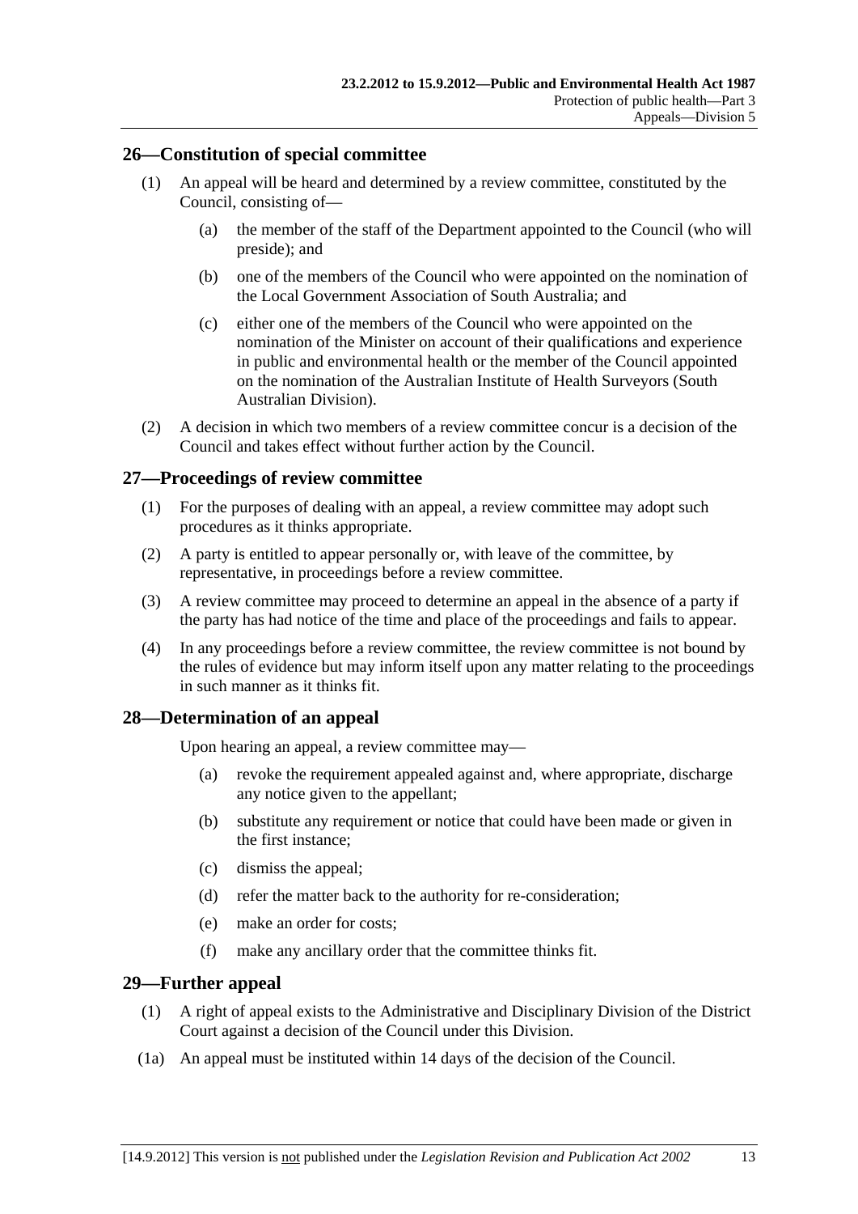## 26—Constitution of special committee

(1) An appeal will be heard and determined by a review committee, constituted by the Council, consisting of—

(a) the member of the staff of the Department appointed to the Council (who will preside); and

(b) one of the members of the Council who were appointed on the nomination of the Local Government Association of South Australia; and

(c) either one of the members of the Council who were appointed on the nomination of the Minister on account of their qualifications and experience in public and environmental health or the member of the Council appointed on the nomination of the Australian Institute of Health Surveyors (South Australian Division).

(2) A decision in which two members of a review committee concur is a decision of the Council and takes effect without further action by the Council.

## 27—Proceedings of review committee

(1) For the purposes of dealing with an appeal, a review committee may adopt such procedures as it thinks appropriate.

(2) A party is entitled to appear personally or, with leave of the committee, by representative, in proceedings before a review committee.

(3) A review committee may proceed to determine an appeal in the absence of a party if the party has had notice of the time and place of the proceedings and fails to appear.

(4) In any proceedings before a review committee, the review committee is not bound by the rules of evidence but may inform itself upon any matter relating to the proceedings in such manner as it thinks fit.

## 28—Determination of an appeal

Upon hearing an appeal, a review committee may—

(a) revoke the requirement appealed against and, where appropriate, discharge any notice given to the appellant;

(b) substitute any requirement or notice that could have been made or given in the first instance;

(c) dismiss the appeal;

(d) refer the matter back to the authority for re-consideration;

(e) make an order for costs;

(f) make any ancillary order that the committee thinks fit.

## 29—Further appeal

(1) A right of appeal exists to the Administrative and Disciplinary Division of the District Court against a decision of the Council under this Division.

(1a) An appeal must be instituted within 14 days of the decision of the Council.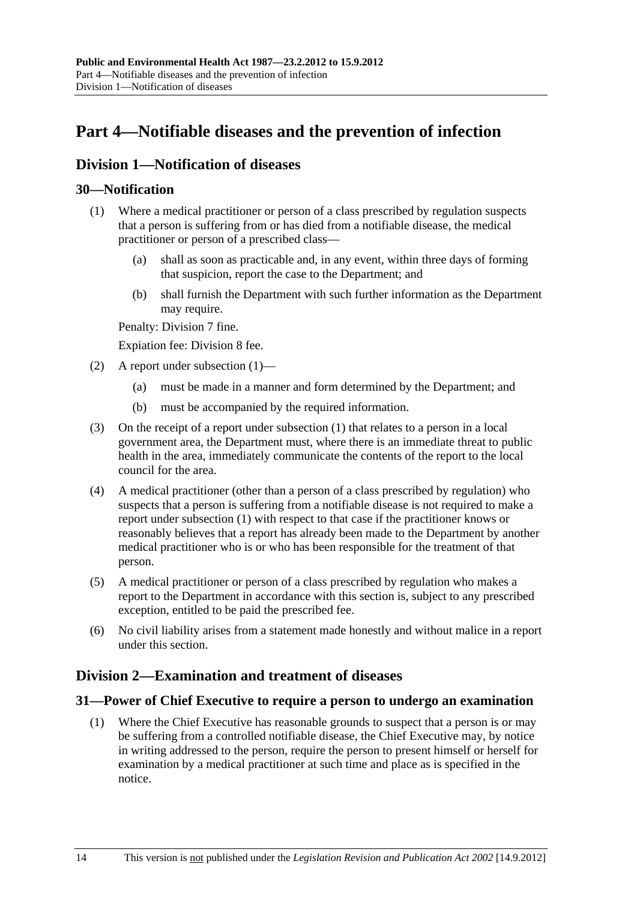# Part 4—Notifiable diseases and the prevention of infection

## Division 1—Notification of diseases

### 30—Notification

(1) Where a medical practitioner or person of a class prescribed by regulation suspects that a person is suffering from or has died from a notifiable disease, the medical practitioner or person of a prescribed class—

(a) shall as soon as practicable and, in any event, within three days of forming that suspicion, report the case to the Department; and

(b) shall furnish the Department with such further information as the Department may require.

Penalty: Division 7 fine.

Expiation fee: Division 8 fee.

(2) A report under subsection (1)—

(a) must be made in a manner and form determined by the Department; and

(b) must be accompanied by the required information.

(3) On the receipt of a report under subsection (1) that relates to a person in a local government area, the Department must, where there is an immediate threat to public health in the area, immediately communicate the contents of the report to the local council for the area.

(4) A medical practitioner (other than a person of a class prescribed by regulation) who suspects that a person is suffering from a notifiable disease is not required to make a report under subsection (1) with respect to that case if the practitioner knows or reasonably believes that a report has already been made to the Department by another medical practitioner who is or who has been responsible for the treatment of that person.

(5) A medical practitioner or person of a class prescribed by regulation who makes a report to the Department in accordance with this section is, subject to any prescribed exception, entitled to be paid the prescribed fee.

(6) No civil liability arises from a statement made honestly and without malice in a report under this section.

## Division 2—Examination and treatment of diseases

### 31—Power of Chief Executive to require a person to undergo an examination

(1) Where the Chief Executive has reasonable grounds to suspect that a person is or may be suffering from a controlled notifiable disease, the Chief Executive may, by notice in writing addressed to the person, require the person to present himself or herself for examination by a medical practitioner at such time and place as is specified in the notice.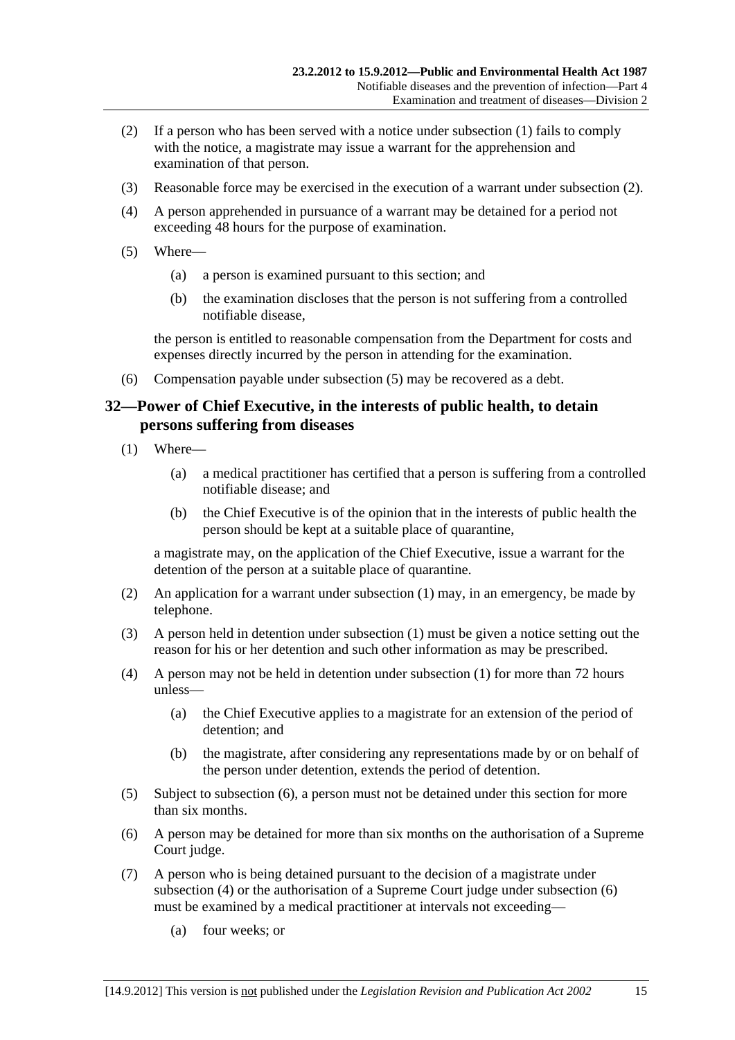(2) If a person who has been served with a notice under subsection (1) fails to comply with the notice, a magistrate may issue a warrant for the apprehension and examination of that person.

(3) Reasonable force may be exercised in the execution of a warrant under subsection (2).

(4) A person apprehended in pursuance of a warrant may be detained for a period not exceeding 48 hours for the purpose of examination.

(5) Where—

(a) a person is examined pursuant to this section; and

(b) the examination discloses that the person is not suffering from a controlled notifiable disease,

the person is entitled to reasonable compensation from the Department for costs and expenses directly incurred by the person in attending for the examination.

(6) Compensation payable under subsection (5) may be recovered as a debt.

## 32—Power of Chief Executive, in the interests of public health, to detain persons suffering from diseases

(1) Where—

(a) a medical practitioner has certified that a person is suffering from a controlled notifiable disease; and

(b) the Chief Executive is of the opinion that in the interests of public health the person should be kept at a suitable place of quarantine,

a magistrate may, on the application of the Chief Executive, issue a warrant for the detention of the person at a suitable place of quarantine.

(2) An application for a warrant under subsection (1) may, in an emergency, be made by telephone.

(3) A person held in detention under subsection (1) must be given a notice setting out the reason for his or her detention and such other information as may be prescribed.

(4) A person may not be held in detention under subsection (1) for more than 72 hours unless—

(a) the Chief Executive applies to a magistrate for an extension of the period of detention; and

(b) the magistrate, after considering any representations made by or on behalf of the person under detention, extends the period of detention.

(5) Subject to subsection (6), a person must not be detained under this section for more than six months.

(6) A person may be detained for more than six months on the authorisation of a Supreme Court judge.

(7) A person who is being detained pursuant to the decision of a magistrate under subsection (4) or the authorisation of a Supreme Court judge under subsection (6) must be examined by a medical practitioner at intervals not exceeding—

(a) four weeks; or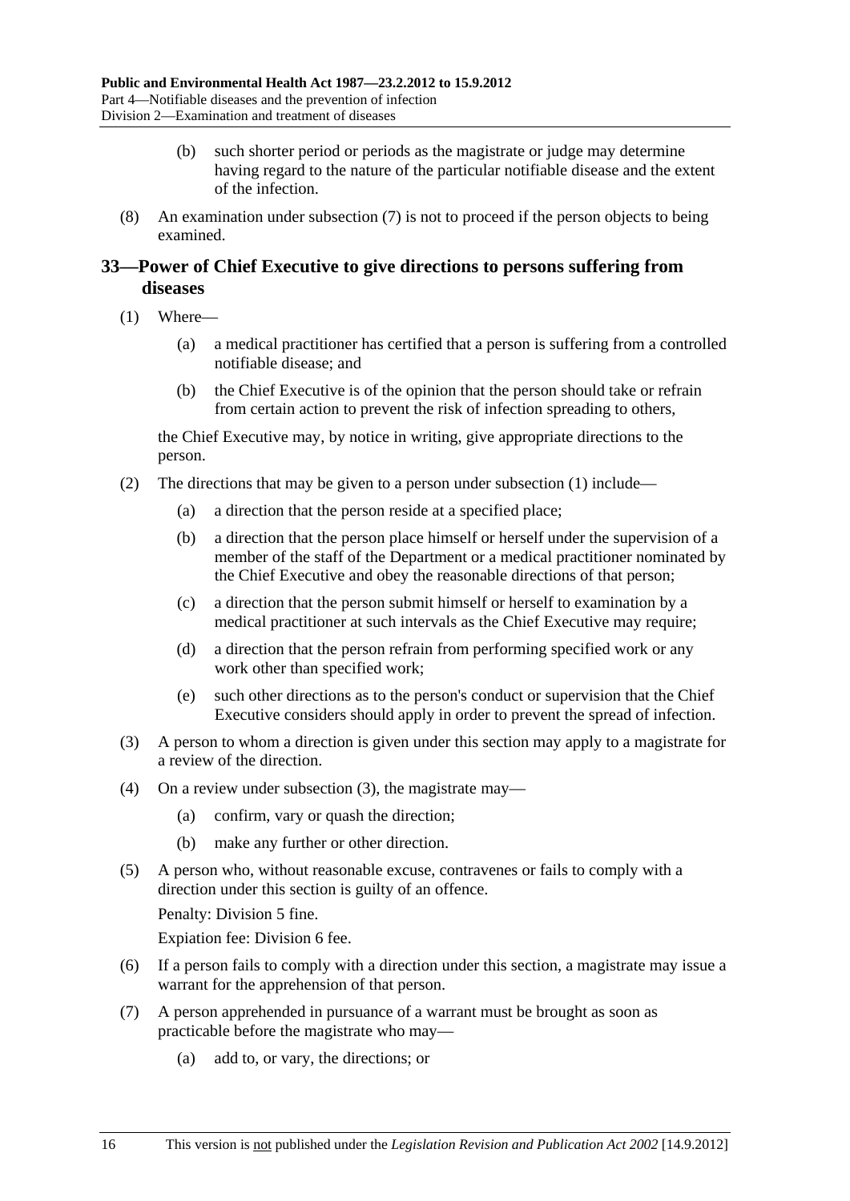(b) such shorter period or periods as the magistrate or judge may determine having regard to the nature of the particular notifiable disease and the extent of the infection.

(8) An examination under subsection (7) is not to proceed if the person objects to being examined.

## 33—Power of Chief Executive to give directions to persons suffering from diseases

(1) Where—

(a) a medical practitioner has certified that a person is suffering from a controlled notifiable disease; and

(b) the Chief Executive is of the opinion that the person should take or refrain from certain action to prevent the risk of infection spreading to others,

the Chief Executive may, by notice in writing, give appropriate directions to the person.

(2) The directions that may be given to a person under subsection (1) include—

(a) a direction that the person reside at a specified place;

(b) a direction that the person place himself or herself under the supervision of a member of the staff of the Department or a medical practitioner nominated by the Chief Executive and obey the reasonable directions of that person;

(c) a direction that the person submit himself or herself to examination by a medical practitioner at such intervals as the Chief Executive may require;

(d) a direction that the person refrain from performing specified work or any work other than specified work;

(e) such other directions as to the person's conduct or supervision that the Chief Executive considers should apply in order to prevent the spread of infection.

(3) A person to whom a direction is given under this section may apply to a magistrate for a review of the direction.

(4) On a review under subsection (3), the magistrate may—

(a) confirm, vary or quash the direction;

(b) make any further or other direction.

(5) A person who, without reasonable excuse, contravenes or fails to comply with a direction under this section is guilty of an offence.

Penalty: Division 5 fine.

Expiation fee: Division 6 fee.

(6) If a person fails to comply with a direction under this section, a magistrate may issue a warrant for the apprehension of that person.

(7) A person apprehended in pursuance of a warrant must be brought as soon as practicable before the magistrate who may—

(a) add to, or vary, the directions; or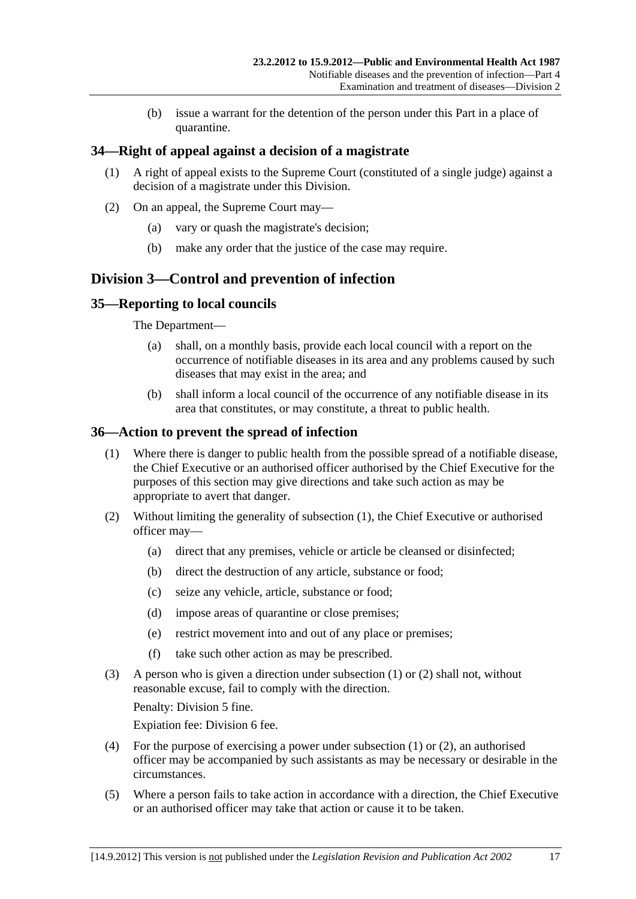(b) issue a warrant for the detention of the person under this Part in a place of quarantine.

## 34—Right of appeal against a decision of a magistrate

(1) A right of appeal exists to the Supreme Court (constituted of a single judge) against a decision of a magistrate under this Division.

(2) On an appeal, the Supreme Court may—

(a) vary or quash the magistrate's decision;

(b) make any order that the justice of the case may require.

# Division 3—Control and prevention of infection

## 35—Reporting to local councils

The Department—

(a) shall, on a monthly basis, provide each local council with a report on the occurrence of notifiable diseases in its area and any problems caused by such diseases that may exist in the area; and

(b) shall inform a local council of the occurrence of any notifiable disease in its area that constitutes, or may constitute, a threat to public health.

## 36—Action to prevent the spread of infection

(1) Where there is danger to public health from the possible spread of a notifiable disease, the Chief Executive or an authorised officer authorised by the Chief Executive for the purposes of this section may give directions and take such action as may be appropriate to avert that danger.

(2) Without limiting the generality of subsection (1), the Chief Executive or authorised officer may—

(a) direct that any premises, vehicle or article be cleansed or disinfected;

(b) direct the destruction of any article, substance or food;

(c) seize any vehicle, article, substance or food;

(d) impose areas of quarantine or close premises;

(e) restrict movement into and out of any place or premises;

(f) take such other action as may be prescribed.

(3) A person who is given a direction under subsection (1) or (2) shall not, without reasonable excuse, fail to comply with the direction.

Penalty: Division 5 fine.

Expiation fee: Division 6 fee.

(4) For the purpose of exercising a power under subsection (1) or (2), an authorised officer may be accompanied by such assistants as may be necessary or desirable in the circumstances.

(5) Where a person fails to take action in accordance with a direction, the Chief Executive or an authorised officer may take that action or cause it to be taken.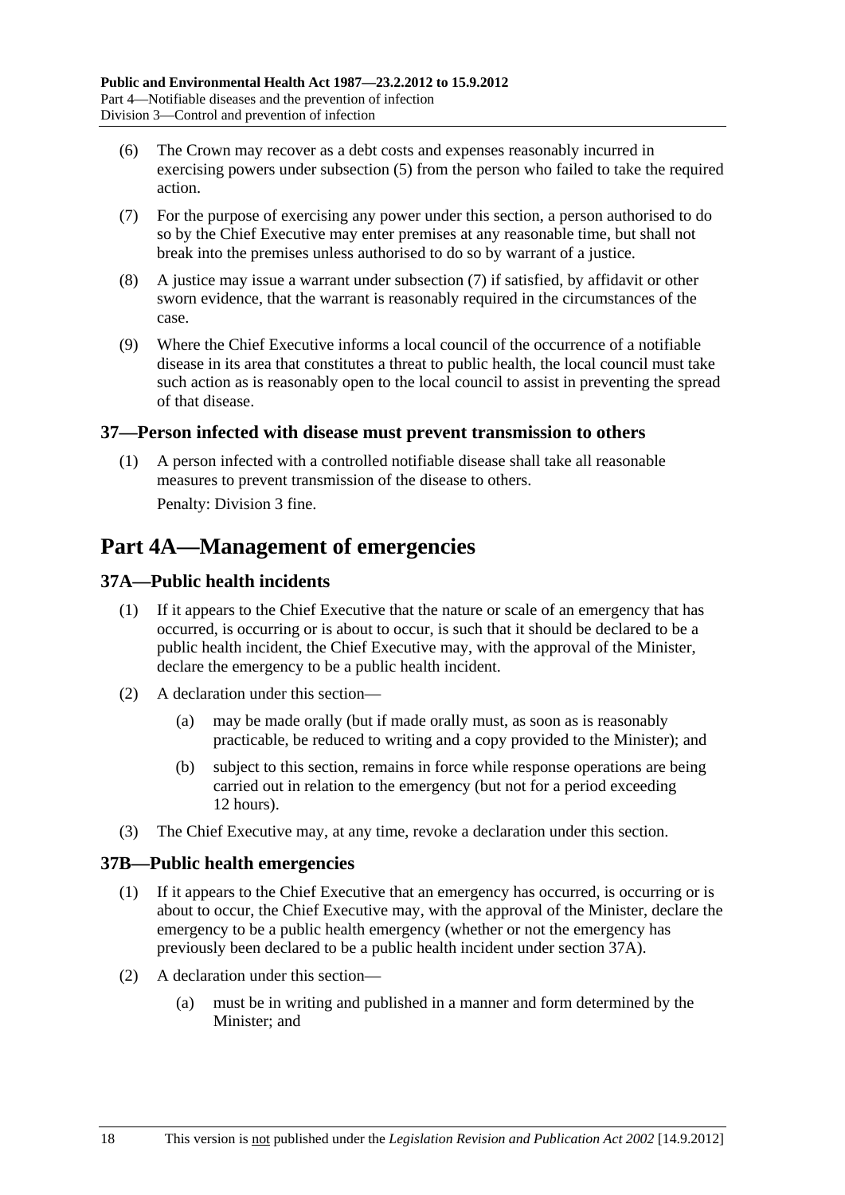(6) The Crown may recover as a debt costs and expenses reasonably incurred in exercising powers under subsection (5) from the person who failed to take the required action.

(7) For the purpose of exercising any power under this section, a person authorised to do so by the Chief Executive may enter premises at any reasonable time, but shall not break into the premises unless authorised to do so by warrant of a justice.

(8) A justice may issue a warrant under subsection (7) if satisfied, by affidavit or other sworn evidence, that the warrant is reasonably required in the circumstances of the case.

(9) Where the Chief Executive informs a local council of the occurrence of a notifiable disease in its area that constitutes a threat to public health, the local council must take such action as is reasonably open to the local council to assist in preventing the spread of that disease.

### 37—Person infected with disease must prevent transmission to others

(1) A person infected with a controlled notifiable disease shall take all reasonable measures to prevent transmission of the disease to others.

Penalty: Division 3 fine.

## Part 4A—Management of emergencies

### 37A—Public health incidents

(1) If it appears to the Chief Executive that the nature or scale of an emergency that has occurred, is occurring or is about to occur, is such that it should be declared to be a public health incident, the Chief Executive may, with the approval of the Minister, declare the emergency to be a public health incident.

(2) A declaration under this section—

  (a) may be made orally (but if made orally must, as soon as is reasonably practicable, be reduced to writing and a copy provided to the Minister); and

  (b) subject to this section, remains in force while response operations are being carried out in relation to the emergency (but not for a period exceeding 12 hours).

(3) The Chief Executive may, at any time, revoke a declaration under this section.

### 37B—Public health emergencies

(1) If it appears to the Chief Executive that an emergency has occurred, is occurring or is about to occur, the Chief Executive may, with the approval of the Minister, declare the emergency to be a public health emergency (whether or not the emergency has previously been declared to be a public health incident under section 37A).

(2) A declaration under this section—

  (a) must be in writing and published in a manner and form determined by the Minister; and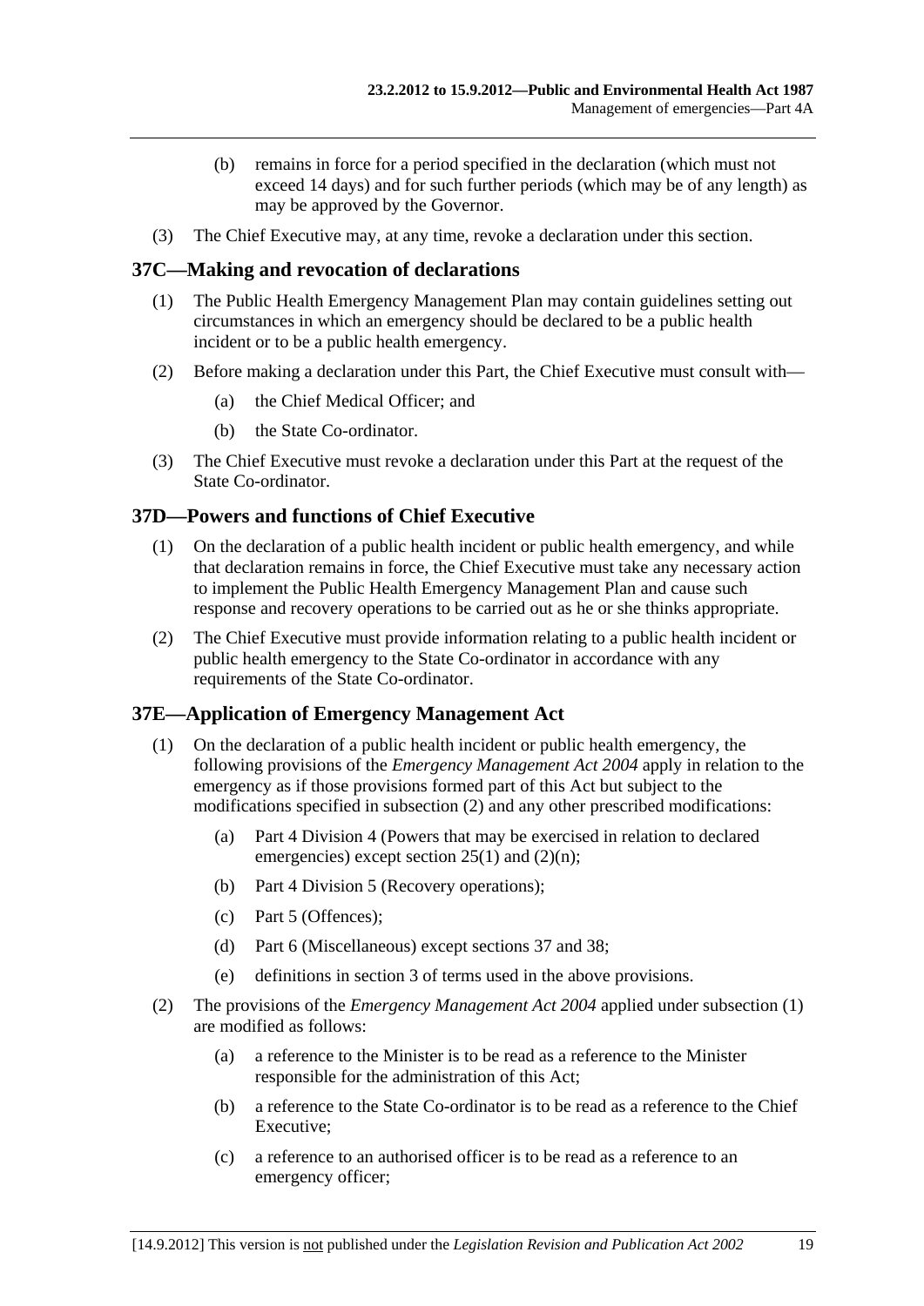(b) remains in force for a period specified in the declaration (which must not exceed 14 days) and for such further periods (which may be of any length) as may be approved by the Governor.

(3) The Chief Executive may, at any time, revoke a declaration under this section.

## 37C—Making and revocation of declarations

(1) The Public Health Emergency Management Plan may contain guidelines setting out circumstances in which an emergency should be declared to be a public health incident or to be a public health emergency.

(2) Before making a declaration under this Part, the Chief Executive must consult with—

(a) the Chief Medical Officer; and

(b) the State Co-ordinator.

(3) The Chief Executive must revoke a declaration under this Part at the request of the State Co-ordinator.

## 37D—Powers and functions of Chief Executive

(1) On the declaration of a public health incident or public health emergency, and while that declaration remains in force, the Chief Executive must take any necessary action to implement the Public Health Emergency Management Plan and cause such response and recovery operations to be carried out as he or she thinks appropriate.

(2) The Chief Executive must provide information relating to a public health incident or public health emergency to the State Co-ordinator in accordance with any requirements of the State Co-ordinator.

## 37E—Application of Emergency Management Act

(1) On the declaration of a public health incident or public health emergency, the following provisions of the *Emergency Management Act 2004* apply in relation to the emergency as if those provisions formed part of this Act but subject to the modifications specified in subsection (2) and any other prescribed modifications:

(a) Part 4 Division 4 (Powers that may be exercised in relation to declared emergencies) except section 25(1) and (2)(n);

(b) Part 4 Division 5 (Recovery operations);

(c) Part 5 (Offences);

(d) Part 6 (Miscellaneous) except sections 37 and 38;

(e) definitions in section 3 of terms used in the above provisions.

(2) The provisions of the *Emergency Management Act 2004* applied under subsection (1) are modified as follows:

(a) a reference to the Minister is to be read as a reference to the Minister responsible for the administration of this Act;

(b) a reference to the State Co-ordinator is to be read as a reference to the Chief Executive;

(c) a reference to an authorised officer is to be read as a reference to an emergency officer;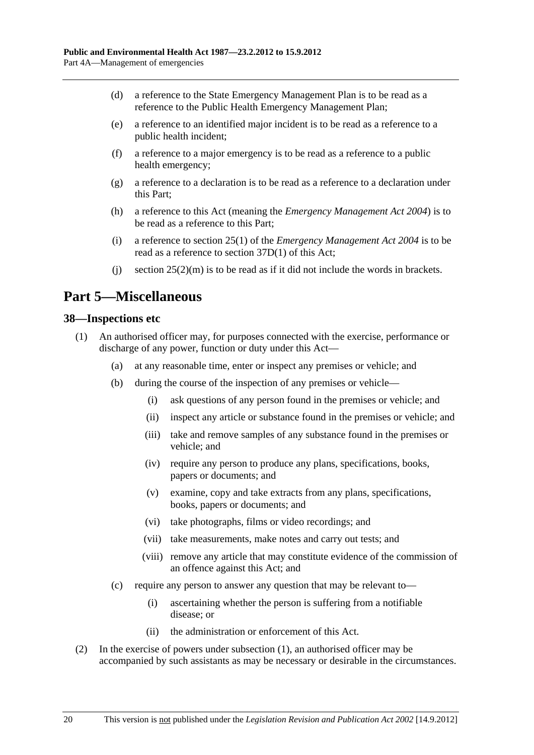(d) a reference to the State Emergency Management Plan is to be read as a reference to the Public Health Emergency Management Plan;

(e) a reference to an identified major incident is to be read as a reference to a public health incident;

(f) a reference to a major emergency is to be read as a reference to a public health emergency;

(g) a reference to a declaration is to be read as a reference to a declaration under this Part;

(h) a reference to this Act (meaning the *Emergency Management Act 2004*) is to be read as a reference to this Part;

(i) a reference to section 25(1) of the *Emergency Management Act 2004* is to be read as a reference to section 37D(1) of this Act;

(j) section 25(2)(m) is to be read as if it did not include the words in brackets.

# Part 5—Miscellaneous

## 38—Inspections etc

(1) An authorised officer may, for purposes connected with the exercise, performance or discharge of any power, function or duty under this Act—

(a) at any reasonable time, enter or inspect any premises or vehicle; and

(b) during the course of the inspection of any premises or vehicle—

(i) ask questions of any person found in the premises or vehicle; and

(ii) inspect any article or substance found in the premises or vehicle; and

(iii) take and remove samples of any substance found in the premises or vehicle; and

(iv) require any person to produce any plans, specifications, books, papers or documents; and

(v) examine, copy and take extracts from any plans, specifications, books, papers or documents; and

(vi) take photographs, films or video recordings; and

(vii) take measurements, make notes and carry out tests; and

(viii) remove any article that may constitute evidence of the commission of an offence against this Act; and

(c) require any person to answer any question that may be relevant to—

(i) ascertaining whether the person is suffering from a notifiable disease; or

(ii) the administration or enforcement of this Act.

(2) In the exercise of powers under subsection (1), an authorised officer may be accompanied by such assistants as may be necessary or desirable in the circumstances.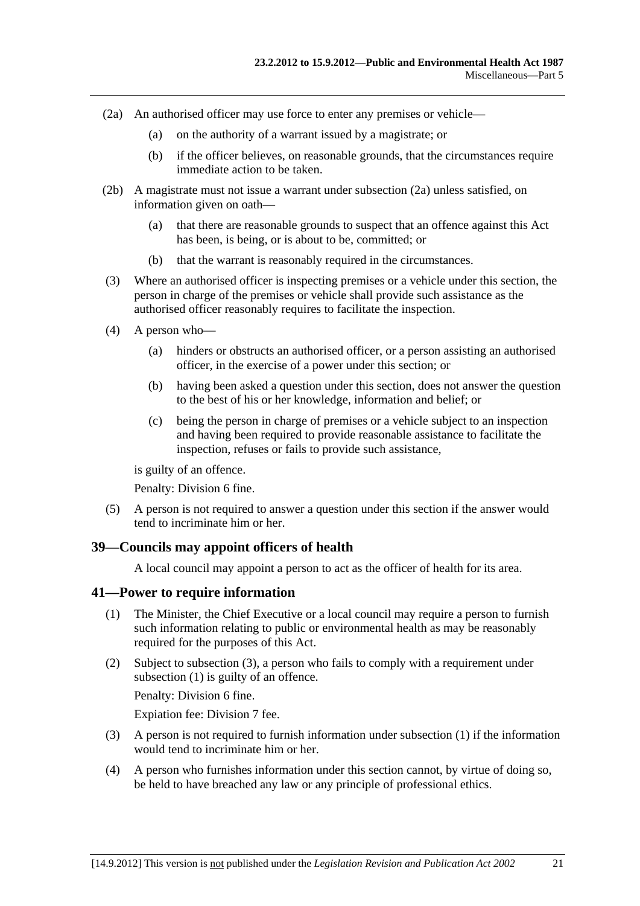(2a) An authorised officer may use force to enter any premises or vehicle—

(a) on the authority of a warrant issued by a magistrate; or

(b) if the officer believes, on reasonable grounds, that the circumstances require immediate action to be taken.

(2b) A magistrate must not issue a warrant under subsection (2a) unless satisfied, on information given on oath—

(a) that there are reasonable grounds to suspect that an offence against this Act has been, is being, or is about to be, committed; or

(b) that the warrant is reasonably required in the circumstances.

(3) Where an authorised officer is inspecting premises or a vehicle under this section, the person in charge of the premises or vehicle shall provide such assistance as the authorised officer reasonably requires to facilitate the inspection.

(4) A person who—

(a) hinders or obstructs an authorised officer, or a person assisting an authorised officer, in the exercise of a power under this section; or

(b) having been asked a question under this section, does not answer the question to the best of his or her knowledge, information and belief; or

(c) being the person in charge of premises or a vehicle subject to an inspection and having been required to provide reasonable assistance to facilitate the inspection, refuses or fails to provide such assistance,

is guilty of an offence.

Penalty: Division 6 fine.

(5) A person is not required to answer a question under this section if the answer would tend to incriminate him or her.

## 39—Councils may appoint officers of health

A local council may appoint a person to act as the officer of health for its area.

## 41—Power to require information

(1) The Minister, the Chief Executive or a local council may require a person to furnish such information relating to public or environmental health as may be reasonably required for the purposes of this Act.

(2) Subject to subsection (3), a person who fails to comply with a requirement under subsection (1) is guilty of an offence.

Penalty: Division 6 fine.

Expiation fee: Division 7 fee.

(3) A person is not required to furnish information under subsection (1) if the information would tend to incriminate him or her.

(4) A person who furnishes information under this section cannot, by virtue of doing so, be held to have breached any law or any principle of professional ethics.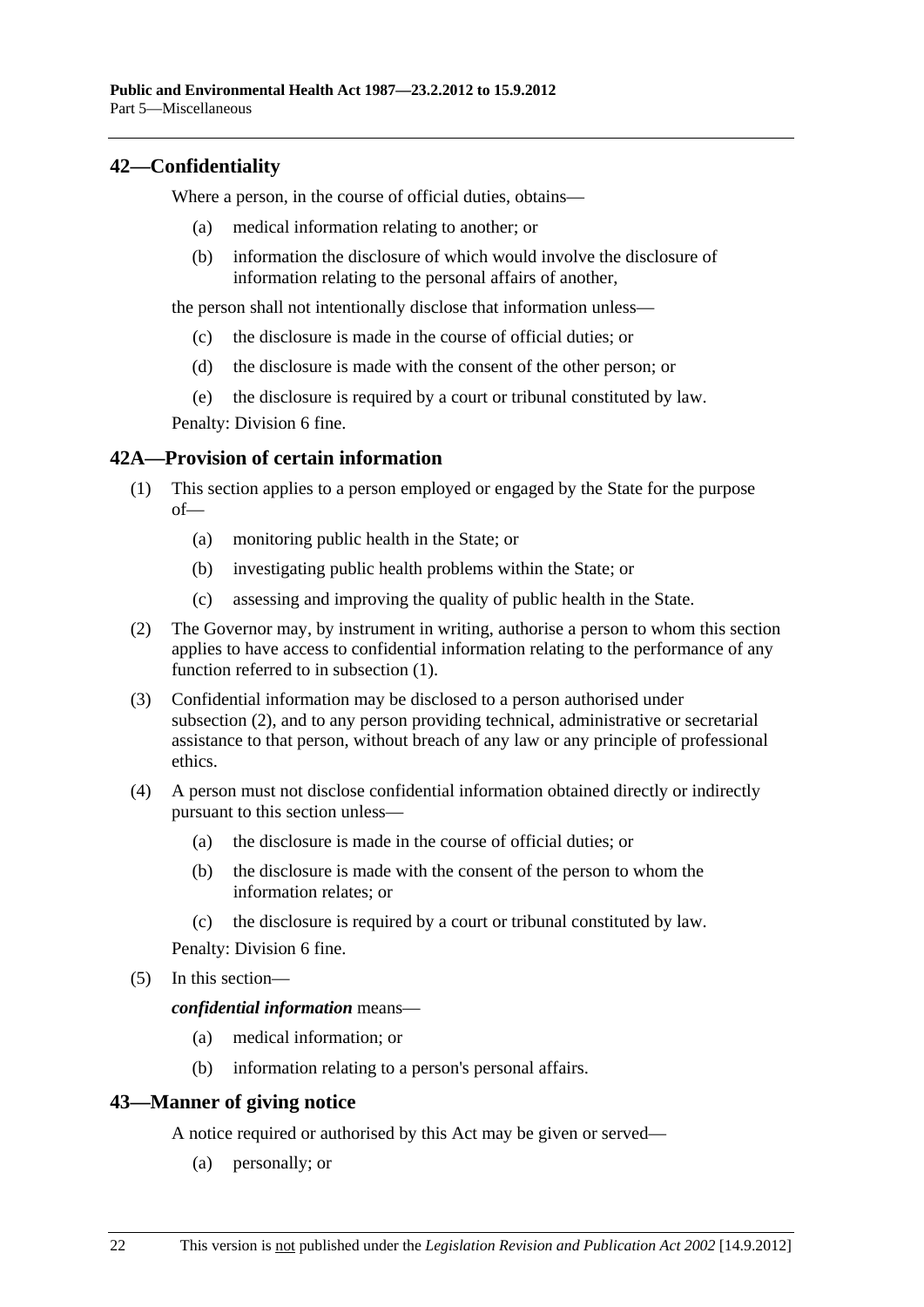## 42—Confidentiality

Where a person, in the course of official duties, obtains—

- (a) medical information relating to another; or
- (b) information the disclosure of which would involve the disclosure of information relating to the personal affairs of another,

the person shall not intentionally disclose that information unless—

- (c) the disclosure is made in the course of official duties; or
- (d) the disclosure is made with the consent of the other person; or
- (e) the disclosure is required by a court or tribunal constituted by law.

Penalty: Division 6 fine.

## 42A—Provision of certain information

(1) This section applies to a person employed or engaged by the State for the purpose of—

- (a) monitoring public health in the State; or
- (b) investigating public health problems within the State; or
- (c) assessing and improving the quality of public health in the State.

(2) The Governor may, by instrument in writing, authorise a person to whom this section applies to have access to confidential information relating to the performance of any function referred to in subsection (1).

(3) Confidential information may be disclosed to a person authorised under subsection (2), and to any person providing technical, administrative or secretarial assistance to that person, without breach of any law or any principle of professional ethics.

(4) A person must not disclose confidential information obtained directly or indirectly pursuant to this section unless—

- (a) the disclosure is made in the course of official duties; or
- (b) the disclosure is made with the consent of the person to whom the information relates; or
- (c) the disclosure is required by a court or tribunal constituted by law.

Penalty: Division 6 fine.

(5) In this section—

***confidential information*** means—

- (a) medical information; or
- (b) information relating to a person's personal affairs.

## 43—Manner of giving notice

A notice required or authorised by this Act may be given or served—

- (a) personally; or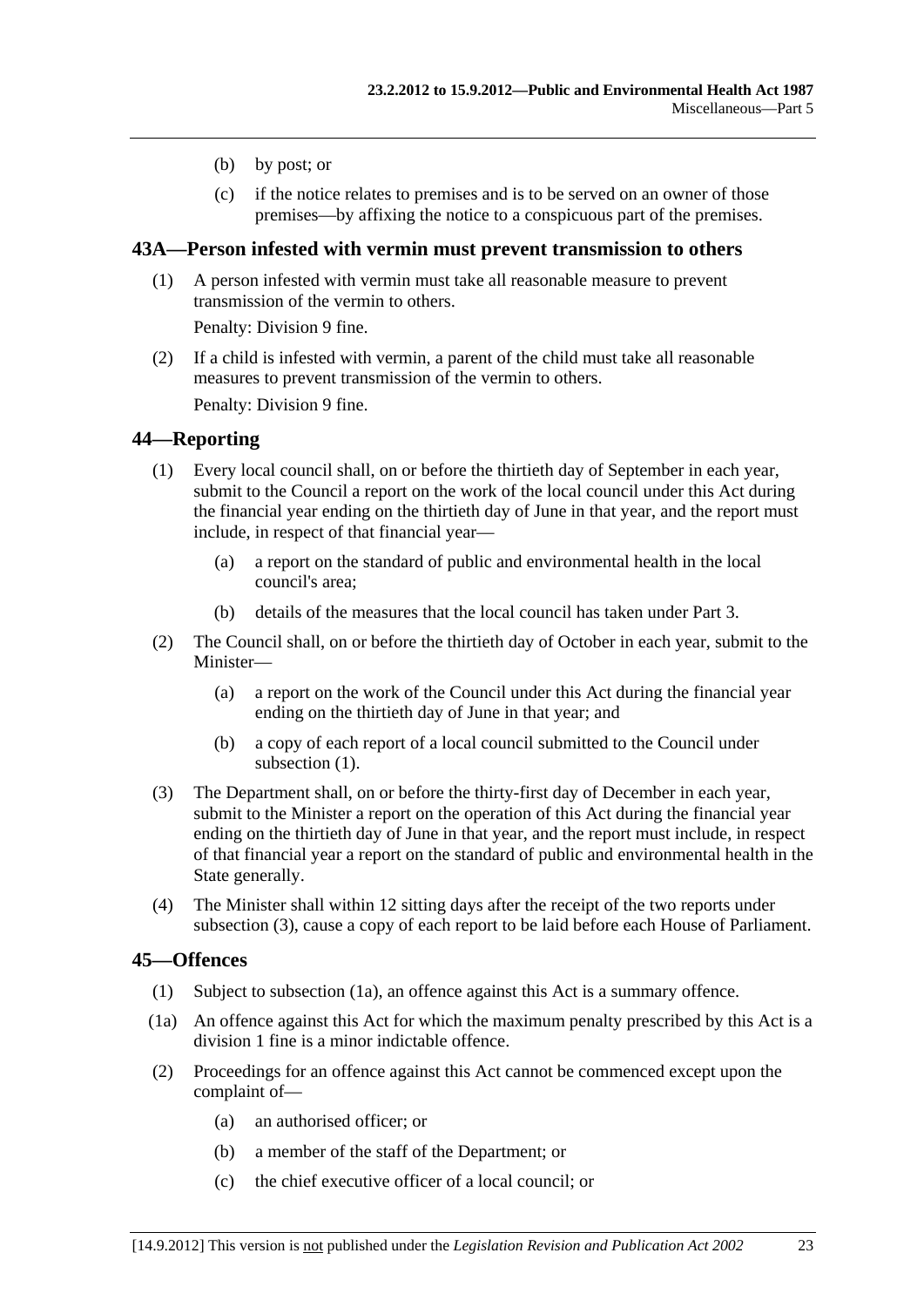(b) by post; or

(c) if the notice relates to premises and is to be served on an owner of those premises—by affixing the notice to a conspicuous part of the premises.

## 43A—Person infested with vermin must prevent transmission to others

(1) A person infested with vermin must take all reasonable measure to prevent transmission of the vermin to others.

Penalty: Division 9 fine.

(2) If a child is infested with vermin, a parent of the child must take all reasonable measures to prevent transmission of the vermin to others.

Penalty: Division 9 fine.

## 44—Reporting

(1) Every local council shall, on or before the thirtieth day of September in each year, submit to the Council a report on the work of the local council under this Act during the financial year ending on the thirtieth day of June in that year, and the report must include, in respect of that financial year—

(a) a report on the standard of public and environmental health in the local council's area;

(b) details of the measures that the local council has taken under Part 3.

(2) The Council shall, on or before the thirtieth day of October in each year, submit to the Minister—

(a) a report on the work of the Council under this Act during the financial year ending on the thirtieth day of June in that year; and

(b) a copy of each report of a local council submitted to the Council under subsection (1).

(3) The Department shall, on or before the thirty-first day of December in each year, submit to the Minister a report on the operation of this Act during the financial year ending on the thirtieth day of June in that year, and the report must include, in respect of that financial year a report on the standard of public and environmental health in the State generally.

(4) The Minister shall within 12 sitting days after the receipt of the two reports under subsection (3), cause a copy of each report to be laid before each House of Parliament.

## 45—Offences

(1) Subject to subsection (1a), an offence against this Act is a summary offence.

(1a) An offence against this Act for which the maximum penalty prescribed by this Act is a division 1 fine is a minor indictable offence.

(2) Proceedings for an offence against this Act cannot be commenced except upon the complaint of—

(a) an authorised officer; or

(b) a member of the staff of the Department; or

(c) the chief executive officer of a local council; or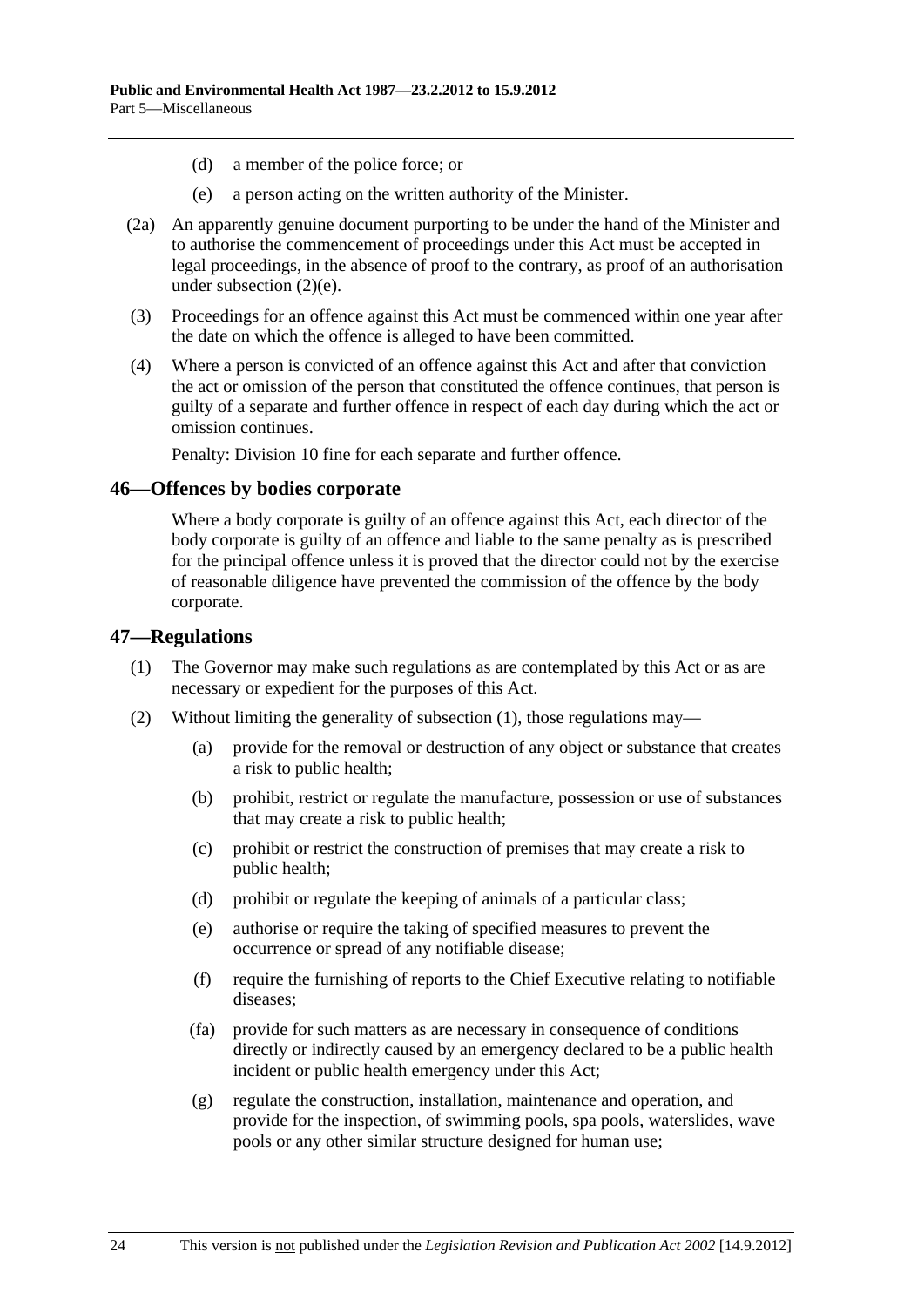(d) a member of the police force; or

(e) a person acting on the written authority of the Minister.

(2a) An apparently genuine document purporting to be under the hand of the Minister and to authorise the commencement of proceedings under this Act must be accepted in legal proceedings, in the absence of proof to the contrary, as proof of an authorisation under subsection (2)(e).

(3) Proceedings for an offence against this Act must be commenced within one year after the date on which the offence is alleged to have been committed.

(4) Where a person is convicted of an offence against this Act and after that conviction the act or omission of the person that constituted the offence continues, that person is guilty of a separate and further offence in respect of each day during which the act or omission continues.

Penalty: Division 10 fine for each separate and further offence.

## 46—Offences by bodies corporate

Where a body corporate is guilty of an offence against this Act, each director of the body corporate is guilty of an offence and liable to the same penalty as is prescribed for the principal offence unless it is proved that the director could not by the exercise of reasonable diligence have prevented the commission of the offence by the body corporate.

## 47—Regulations

(1) The Governor may make such regulations as are contemplated by this Act or as are necessary or expedient for the purposes of this Act.

(2) Without limiting the generality of subsection (1), those regulations may—

(a) provide for the removal or destruction of any object or substance that creates a risk to public health;

(b) prohibit, restrict or regulate the manufacture, possession or use of substances that may create a risk to public health;

(c) prohibit or restrict the construction of premises that may create a risk to public health;

(d) prohibit or regulate the keeping of animals of a particular class;

(e) authorise or require the taking of specified measures to prevent the occurrence or spread of any notifiable disease;

(f) require the furnishing of reports to the Chief Executive relating to notifiable diseases;

(fa) provide for such matters as are necessary in consequence of conditions directly or indirectly caused by an emergency declared to be a public health incident or public health emergency under this Act;

(g) regulate the construction, installation, maintenance and operation, and provide for the inspection, of swimming pools, spa pools, waterslides, wave pools or any other similar structure designed for human use;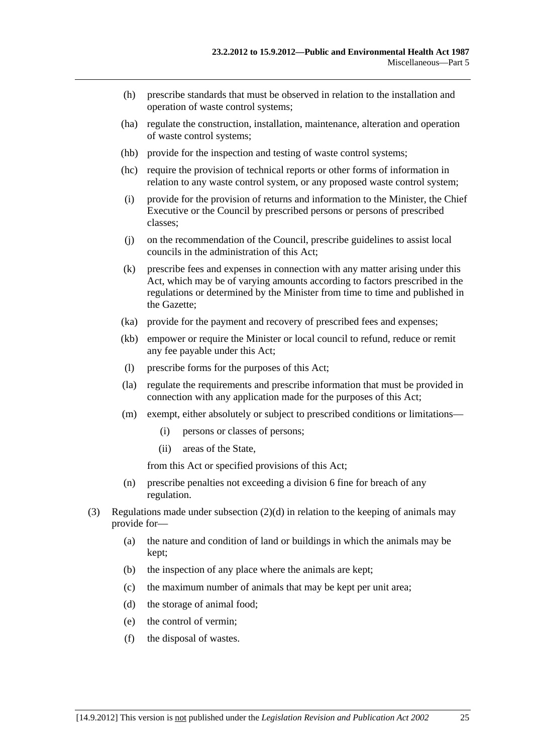(h) prescribe standards that must be observed in relation to the installation and operation of waste control systems;

(ha) regulate the construction, installation, maintenance, alteration and operation of waste control systems;

(hb) provide for the inspection and testing of waste control systems;

(hc) require the provision of technical reports or other forms of information in relation to any waste control system, or any proposed waste control system;

(i) provide for the provision of returns and information to the Minister, the Chief Executive or the Council by prescribed persons or persons of prescribed classes;

(j) on the recommendation of the Council, prescribe guidelines to assist local councils in the administration of this Act;

(k) prescribe fees and expenses in connection with any matter arising under this Act, which may be of varying amounts according to factors prescribed in the regulations or determined by the Minister from time to time and published in the Gazette;

(ka) provide for the payment and recovery of prescribed fees and expenses;

(kb) empower or require the Minister or local council to refund, reduce or remit any fee payable under this Act;

(l) prescribe forms for the purposes of this Act;

(la) regulate the requirements and prescribe information that must be provided in connection with any application made for the purposes of this Act;

(m) exempt, either absolutely or subject to prescribed conditions or limitations—

    (i) persons or classes of persons;

    (ii) areas of the State,

    from this Act or specified provisions of this Act;

(n) prescribe penalties not exceeding a division 6 fine for breach of any regulation.

(3) Regulations made under subsection (2)(d) in relation to the keeping of animals may provide for—

    (a) the nature and condition of land or buildings in which the animals may be kept;

    (b) the inspection of any place where the animals are kept;

    (c) the maximum number of animals that may be kept per unit area;

    (d) the storage of animal food;

    (e) the control of vermin;

    (f) the disposal of wastes.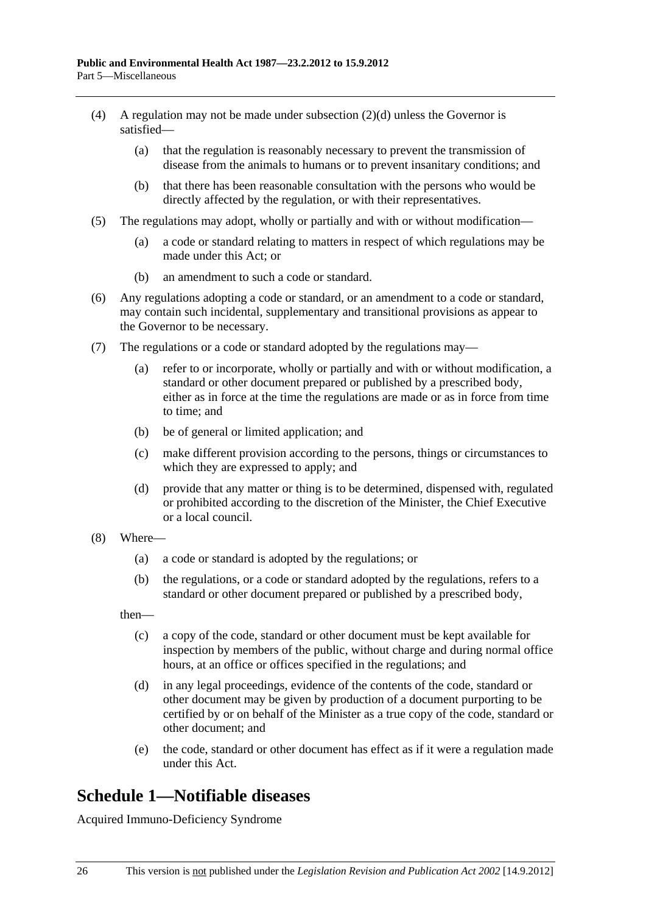(4) A regulation may not be made under subsection (2)(d) unless the Governor is satisfied—

(a) that the regulation is reasonably necessary to prevent the transmission of disease from the animals to humans or to prevent insanitary conditions; and

(b) that there has been reasonable consultation with the persons who would be directly affected by the regulation, or with their representatives.

(5) The regulations may adopt, wholly or partially and with or without modification—

(a) a code or standard relating to matters in respect of which regulations may be made under this Act; or

(b) an amendment to such a code or standard.

(6) Any regulations adopting a code or standard, or an amendment to a code or standard, may contain such incidental, supplementary and transitional provisions as appear to the Governor to be necessary.

(7) The regulations or a code or standard adopted by the regulations may—

(a) refer to or incorporate, wholly or partially and with or without modification, a standard or other document prepared or published by a prescribed body, either as in force at the time the regulations are made or as in force from time to time; and

(b) be of general or limited application; and

(c) make different provision according to the persons, things or circumstances to which they are expressed to apply; and

(d) provide that any matter or thing is to be determined, dispensed with, regulated or prohibited according to the discretion of the Minister, the Chief Executive or a local council.

(8) Where—

(a) a code or standard is adopted by the regulations; or

(b) the regulations, or a code or standard adopted by the regulations, refers to a standard or other document prepared or published by a prescribed body,

then—

(c) a copy of the code, standard or other document must be kept available for inspection by members of the public, without charge and during normal office hours, at an office or offices specified in the regulations; and

(d) in any legal proceedings, evidence of the contents of the code, standard or other document may be given by production of a document purporting to be certified by or on behalf of the Minister as a true copy of the code, standard or other document; and

(e) the code, standard or other document has effect as if it were a regulation made under this Act.

## Schedule 1—Notifiable diseases

Acquired Immuno-Deficiency Syndrome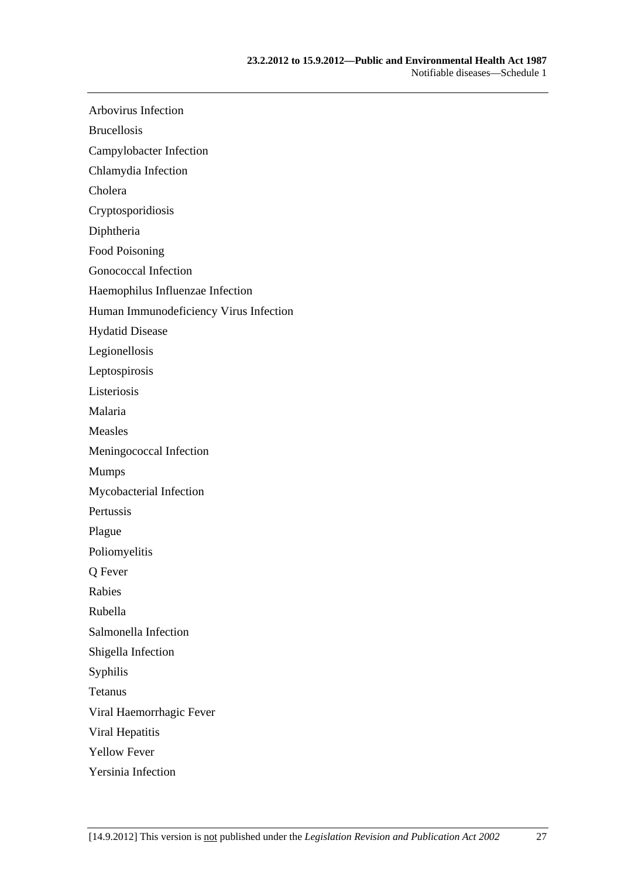Arbovirus Infection

Brucellosis

Campylobacter Infection

Chlamydia Infection

Cholera

Cryptosporidiosis

Diphtheria

Food Poisoning

Gonococcal Infection

Haemophilus Influenzae Infection

Human Immunodeficiency Virus Infection

Hydatid Disease

Legionellosis

Leptospirosis

Listeriosis

Malaria

Measles

Meningococcal Infection

Mumps

Mycobacterial Infection

Pertussis

Plague

Poliomyelitis

Q Fever

Rabies

Rubella

Salmonella Infection

Shigella Infection

Syphilis

Tetanus

Viral Haemorrhagic Fever

Viral Hepatitis

Yellow Fever

Yersinia Infection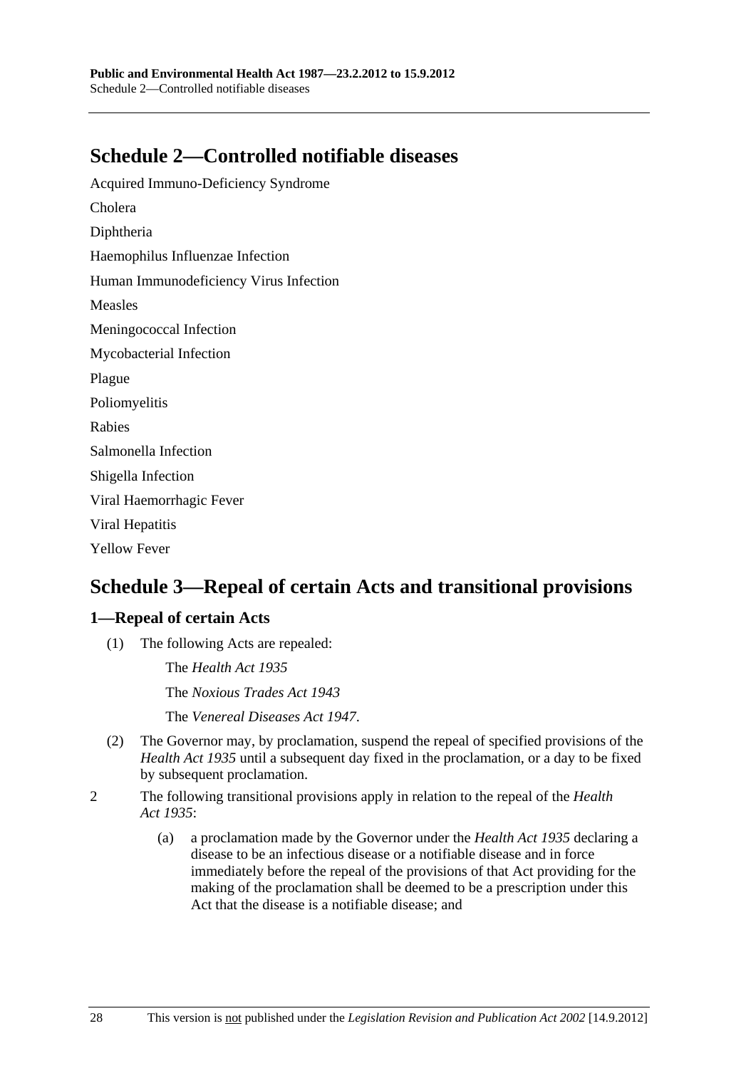## Schedule 2—Controlled notifiable diseases

Acquired Immuno-Deficiency Syndrome

Cholera

Diphtheria

Haemophilus Influenzae Infection

Human Immunodeficiency Virus Infection

Measles

Meningococcal Infection

Mycobacterial Infection

Plague

Poliomyelitis

Rabies

Salmonella Infection

Shigella Infection

Viral Haemorrhagic Fever

Viral Hepatitis

Yellow Fever

## Schedule 3—Repeal of certain Acts and transitional provisions

### 1—Repeal of certain Acts

(1) The following Acts are repealed:

The *Health Act 1935*

The *Noxious Trades Act 1943*

The *Venereal Diseases Act 1947*.

(2) The Governor may, by proclamation, suspend the repeal of specified provisions of the *Health Act 1935* until a subsequent day fixed in the proclamation, or a day to be fixed by subsequent proclamation.

2 The following transitional provisions apply in relation to the repeal of the *Health Act 1935*:

(a) a proclamation made by the Governor under the *Health Act 1935* declaring a disease to be an infectious disease or a notifiable disease and in force immediately before the repeal of the provisions of that Act providing for the making of the proclamation shall be deemed to be a prescription under this Act that the disease is a notifiable disease; and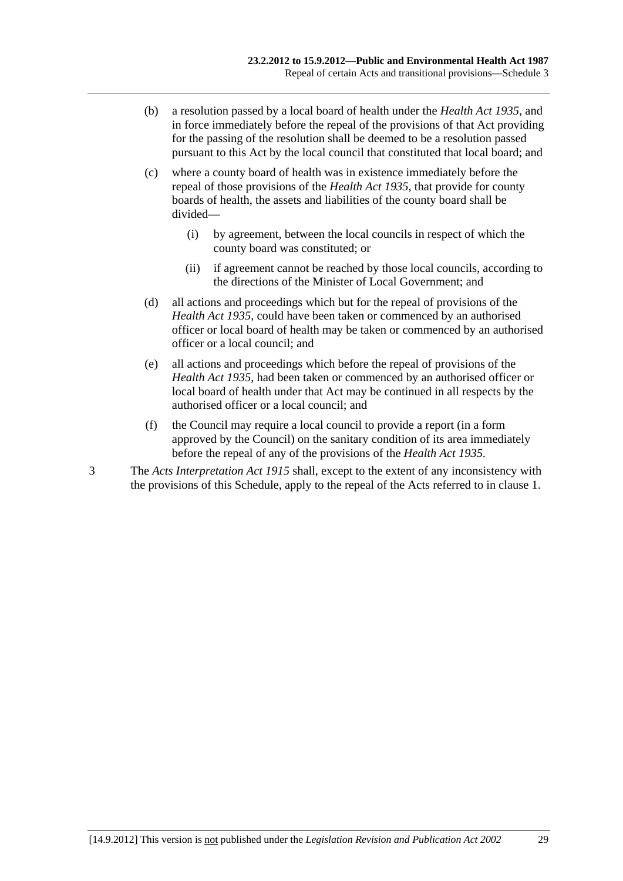(b) a resolution passed by a local board of health under the *Health Act 1935*, and in force immediately before the repeal of the provisions of that Act providing for the passing of the resolution shall be deemed to be a resolution passed pursuant to this Act by the local council that constituted that local board; and

(c) where a county board of health was in existence immediately before the repeal of those provisions of the *Health Act 1935*, that provide for county boards of health, the assets and liabilities of the county board shall be divided—

(i) by agreement, between the local councils in respect of which the county board was constituted; or

(ii) if agreement cannot be reached by those local councils, according to the directions of the Minister of Local Government; and

(d) all actions and proceedings which but for the repeal of provisions of the *Health Act 1935*, could have been taken or commenced by an authorised officer or local board of health may be taken or commenced by an authorised officer or a local council; and

(e) all actions and proceedings which before the repeal of provisions of the *Health Act 1935*, had been taken or commenced by an authorised officer or local board of health under that Act may be continued in all respects by the authorised officer or a local council; and

(f) the Council may require a local council to provide a report (in a form approved by the Council) on the sanitary condition of its area immediately before the repeal of any of the provisions of the *Health Act 1935*.

3 The *Acts Interpretation Act 1915* shall, except to the extent of any inconsistency with the provisions of this Schedule, apply to the repeal of the Acts referred to in clause 1.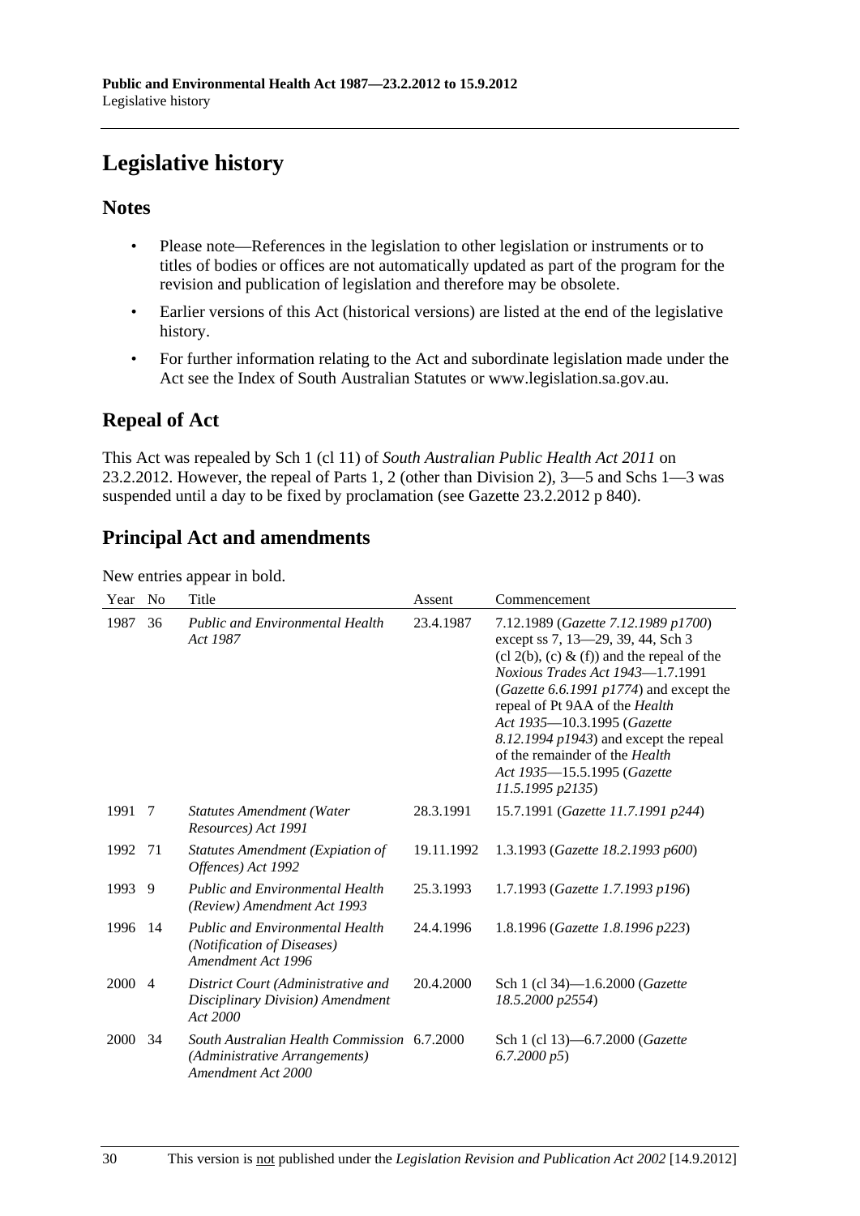# Legislative history

## Notes

- Please note—References in the legislation to other legislation or instruments or to titles of bodies or offices are not automatically updated as part of the program for the revision and publication of legislation and therefore may be obsolete.
- Earlier versions of this Act (historical versions) are listed at the end of the legislative history.
- For further information relating to the Act and subordinate legislation made under the Act see the Index of South Australian Statutes or www.legislation.sa.gov.au.

## Repeal of Act

This Act was repealed by Sch 1 (cl 11) of *South Australian Public Health Act 2011* on 23.2.2012. However, the repeal of Parts 1, 2 (other than Division 2), 3—5 and Schs 1—3 was suspended until a day to be fixed by proclamation (see Gazette 23.2.2012 p 840).

## Principal Act and amendments

New entries appear in bold.

| Year | No | Title | Assent | Commencement |
|---|---|---|---|---|
| 1987 | 36 | *Public and Environmental Health Act 1987* | 23.4.1987 | 7.12.1989 (*Gazette 7.12.1989 p1700*) except ss 7, 13—29, 39, 44, Sch 3 (cl 2(b), (c) & (f)) and the repeal of the *Noxious Trades Act 1943*—1.7.1991 (*Gazette 6.6.1991 p1774*) and except the repeal of Pt 9AA of the *Health Act 1935*—10.3.1995 (*Gazette 8.12.1994 p1943*) and except the repeal of the remainder of the *Health Act 1935*—15.5.1995 (*Gazette 11.5.1995 p2135*) |
| 1991 | 7 | *Statutes Amendment (Water Resources) Act 1991* | 28.3.1991 | 15.7.1991 (*Gazette 11.7.1991 p244*) |
| 1992 | 71 | *Statutes Amendment (Expiation of Offences) Act 1992* | 19.11.1992 | 1.3.1993 (*Gazette 18.2.1993 p600*) |
| 1993 | 9 | *Public and Environmental Health (Review) Amendment Act 1993* | 25.3.1993 | 1.7.1993 (*Gazette 1.7.1993 p196*) |
| 1996 | 14 | *Public and Environmental Health (Notification of Diseases) Amendment Act 1996* | 24.4.1996 | 1.8.1996 (*Gazette 1.8.1996 p223*) |
| 2000 | 4 | *District Court (Administrative and Disciplinary Division) Amendment Act 2000* | 20.4.2000 | Sch 1 (cl 34)—1.6.2000 (*Gazette 18.5.2000 p2554*) |
| 2000 | 34 | *South Australian Health Commission (Administrative Arrangements) Amendment Act 2000* | 6.7.2000 | Sch 1 (cl 13)—6.7.2000 (*Gazette 6.7.2000 p5*) |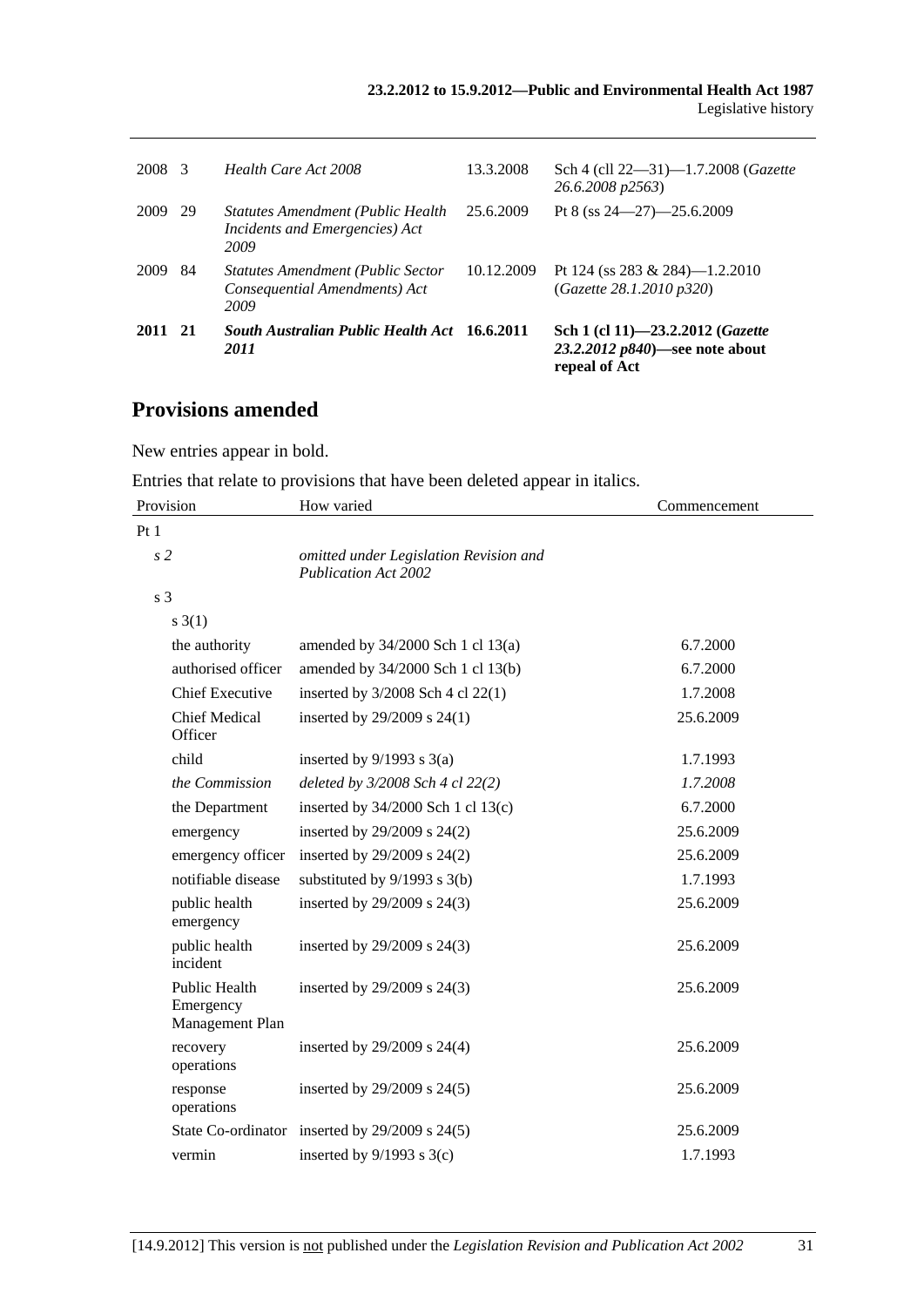| | | | | |
|---|---|---|---|---|
| 2008 | 3 | *Health Care Act 2008* | 13.3.2008 | Sch 4 (cll 22—31)—1.7.2008 (*Gazette 26.6.2008 p2563*) |
| 2009 | 29 | *Statutes Amendment (Public Health Incidents and Emergencies) Act 2009* | 25.6.2009 | Pt 8 (ss 24—27)—25.6.2009 |
| 2009 | 84 | *Statutes Amendment (Public Sector Consequential Amendments) Act 2009* | 10.12.2009 | Pt 124 (ss 283 & 284)—1.2.2010 (*Gazette 28.1.2010 p320*) |
| **2011** | **21** | ***South Australian Public Health Act 2011*** | **16.6.2011** | **Sch 1 (cl 11)—23.2.2012 (*Gazette 23.2.2012 p840*)—see note about repeal of Act** |

## Provisions amended

New entries appear in bold.

Entries that relate to provisions that have been deleted appear in italics.

| Provision | How varied | Commencement |
|---|---|---|
| Pt 1 | | |
| *s 2* | *omitted under Legislation Revision and Publication Act 2002* | |
| s 3 | | |
| s 3(1) | | |
| the authority | amended by 34/2000 Sch 1 cl 13(a) | 6.7.2000 |
| authorised officer | amended by 34/2000 Sch 1 cl 13(b) | 6.7.2000 |
| Chief Executive | inserted by 3/2008 Sch 4 cl 22(1) | 1.7.2008 |
| Chief Medical Officer | inserted by 29/2009 s 24(1) | 25.6.2009 |
| child | inserted by 9/1993 s 3(a) | 1.7.1993 |
| *the Commission* | *deleted by 3/2008 Sch 4 cl 22(2)* | *1.7.2008* |
| the Department | inserted by 34/2000 Sch 1 cl 13(c) | 6.7.2000 |
| emergency | inserted by 29/2009 s 24(2) | 25.6.2009 |
| emergency officer | inserted by 29/2009 s 24(2) | 25.6.2009 |
| notifiable disease | substituted by 9/1993 s 3(b) | 1.7.1993 |
| public health emergency | inserted by 29/2009 s 24(3) | 25.6.2009 |
| public health incident | inserted by 29/2009 s 24(3) | 25.6.2009 |
| Public Health Emergency Management Plan | inserted by 29/2009 s 24(3) | 25.6.2009 |
| recovery operations | inserted by 29/2009 s 24(4) | 25.6.2009 |
| response operations | inserted by 29/2009 s 24(5) | 25.6.2009 |
| State Co-ordinator | inserted by 29/2009 s 24(5) | 25.6.2009 |
| vermin | inserted by 9/1993 s 3(c) | 1.7.1993 |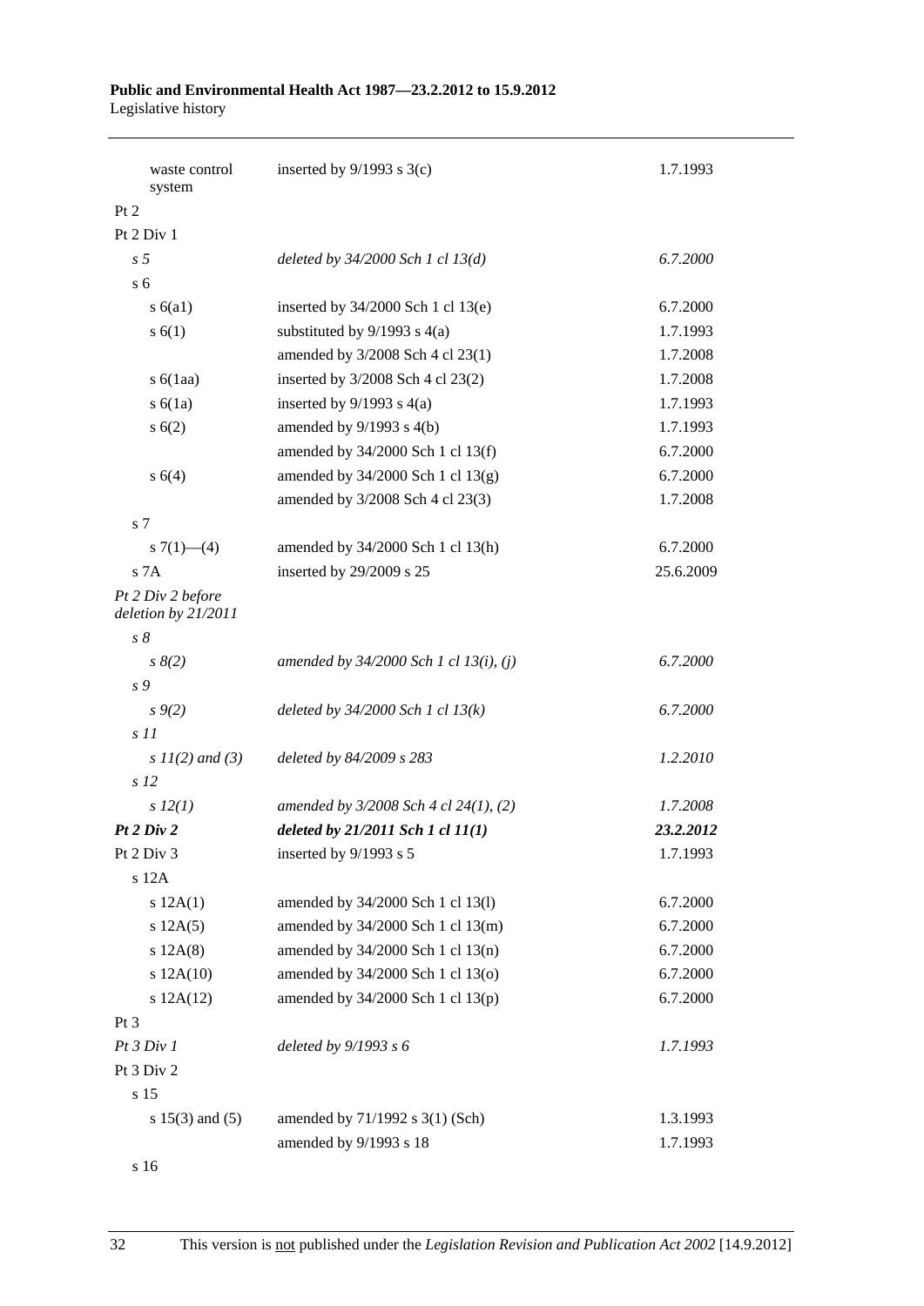| | | |
|---|---|---|
| waste control system | inserted by 9/1993 s 3(c) | 1.7.1993 |
| Pt 2 | | |
| Pt 2 Div 1 | | |
| *s 5* | *deleted by 34/2000 Sch 1 cl 13(d)* | *6.7.2000* |
| s 6 | | |
| s 6(a1) | inserted by 34/2000 Sch 1 cl 13(e) | 6.7.2000 |
| s 6(1) | substituted by 9/1993 s 4(a) | 1.7.1993 |
| | amended by 3/2008 Sch 4 cl 23(1) | 1.7.2008 |
| s 6(1aa) | inserted by 3/2008 Sch 4 cl 23(2) | 1.7.2008 |
| s 6(1a) | inserted by 9/1993 s 4(a) | 1.7.1993 |
| s 6(2) | amended by 9/1993 s 4(b) | 1.7.1993 |
| | amended by 34/2000 Sch 1 cl 13(f) | 6.7.2000 |
| s 6(4) | amended by 34/2000 Sch 1 cl 13(g) | 6.7.2000 |
| | amended by 3/2008 Sch 4 cl 23(3) | 1.7.2008 |
| s 7 | | |
| s 7(1)—(4) | amended by 34/2000 Sch 1 cl 13(h) | 6.7.2000 |
| s 7A | inserted by 29/2009 s 25 | 25.6.2009 |
| *Pt 2 Div 2 before deletion by 21/2011* | | |
| *s 8* | | |
| *s 8(2)* | *amended by 34/2000 Sch 1 cl 13(i), (j)* | *6.7.2000* |
| *s 9* | | |
| *s 9(2)* | *deleted by 34/2000 Sch 1 cl 13(k)* | *6.7.2000* |
| *s 11* | | |
| *s 11(2) and (3)* | *deleted by 84/2009 s 283* | *1.2.2010* |
| *s 12* | | |
| *s 12(1)* | *amended by 3/2008 Sch 4 cl 24(1), (2)* | *1.7.2008* |
| ***Pt 2 Div 2*** | ***deleted by 21/2011 Sch 1 cl 11(1)*** | ***23.2.2012*** |
| Pt 2 Div 3 | inserted by 9/1993 s 5 | 1.7.1993 |
| s 12A | | |
| s 12A(1) | amended by 34/2000 Sch 1 cl 13(l) | 6.7.2000 |
| s 12A(5) | amended by 34/2000 Sch 1 cl 13(m) | 6.7.2000 |
| s 12A(8) | amended by 34/2000 Sch 1 cl 13(n) | 6.7.2000 |
| s 12A(10) | amended by 34/2000 Sch 1 cl 13(o) | 6.7.2000 |
| s 12A(12) | amended by 34/2000 Sch 1 cl 13(p) | 6.7.2000 |
| Pt 3 | | |
| *Pt 3 Div 1* | *deleted by 9/1993 s 6* | *1.7.1993* |
| Pt 3 Div 2 | | |
| s 15 | | |
| s 15(3) and (5) | amended by 71/1992 s 3(1) (Sch) | 1.3.1993 |
| | amended by 9/1993 s 18 | 1.7.1993 |
| s 16 | | |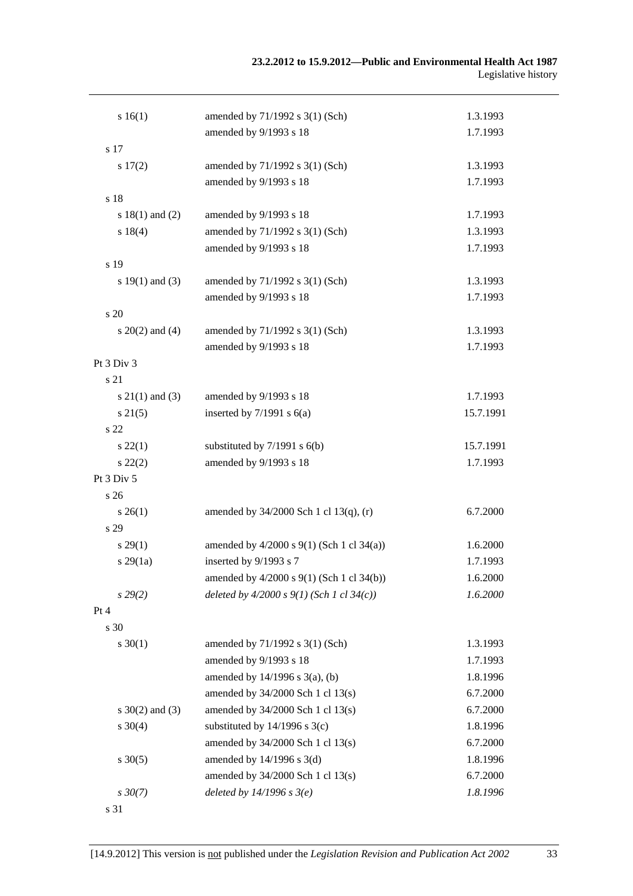| | | |
|---|---|---|
| s 16(1) | amended by 71/1992 s 3(1) (Sch) | 1.3.1993 |
| | amended by 9/1993 s 18 | 1.7.1993 |
| s 17 | | |
| s 17(2) | amended by 71/1992 s 3(1) (Sch) | 1.3.1993 |
| | amended by 9/1993 s 18 | 1.7.1993 |
| s 18 | | |
| s 18(1) and (2) | amended by 9/1993 s 18 | 1.7.1993 |
| s 18(4) | amended by 71/1992 s 3(1) (Sch) | 1.3.1993 |
| | amended by 9/1993 s 18 | 1.7.1993 |
| s 19 | | |
| s 19(1) and (3) | amended by 71/1992 s 3(1) (Sch) | 1.3.1993 |
| | amended by 9/1993 s 18 | 1.7.1993 |
| s 20 | | |
| s 20(2) and (4) | amended by 71/1992 s 3(1) (Sch) | 1.3.1993 |
| | amended by 9/1993 s 18 | 1.7.1993 |
| Pt 3 Div 3 | | |
| s 21 | | |
| s 21(1) and (3) | amended by 9/1993 s 18 | 1.7.1993 |
| s 21(5) | inserted by 7/1991 s 6(a) | 15.7.1991 |
| s 22 | | |
| s 22(1) | substituted by 7/1991 s 6(b) | 15.7.1991 |
| s 22(2) | amended by 9/1993 s 18 | 1.7.1993 |
| Pt 3 Div 5 | | |
| s 26 | | |
| s 26(1) | amended by 34/2000 Sch 1 cl 13(q), (r) | 6.7.2000 |
| s 29 | | |
| s 29(1) | amended by 4/2000 s 9(1) (Sch 1 cl 34(a)) | 1.6.2000 |
| s 29(1a) | inserted by 9/1993 s 7 | 1.7.1993 |
| | amended by 4/2000 s 9(1) (Sch 1 cl 34(b)) | 1.6.2000 |
| *s 29(2)* | *deleted by 4/2000 s 9(1) (Sch 1 cl 34(c))* | *1.6.2000* |
| Pt 4 | | |
| s 30 | | |
| s 30(1) | amended by 71/1992 s 3(1) (Sch) | 1.3.1993 |
| | amended by 9/1993 s 18 | 1.7.1993 |
| | amended by 14/1996 s 3(a), (b) | 1.8.1996 |
| | amended by 34/2000 Sch 1 cl 13(s) | 6.7.2000 |
| s 30(2) and (3) | amended by 34/2000 Sch 1 cl 13(s) | 6.7.2000 |
| s 30(4) | substituted by 14/1996 s 3(c) | 1.8.1996 |
| | amended by 34/2000 Sch 1 cl 13(s) | 6.7.2000 |
| s 30(5) | amended by 14/1996 s 3(d) | 1.8.1996 |
| | amended by 34/2000 Sch 1 cl 13(s) | 6.7.2000 |
| *s 30(7)* | *deleted by 14/1996 s 3(e)* | *1.8.1996* |
| s 31 | | |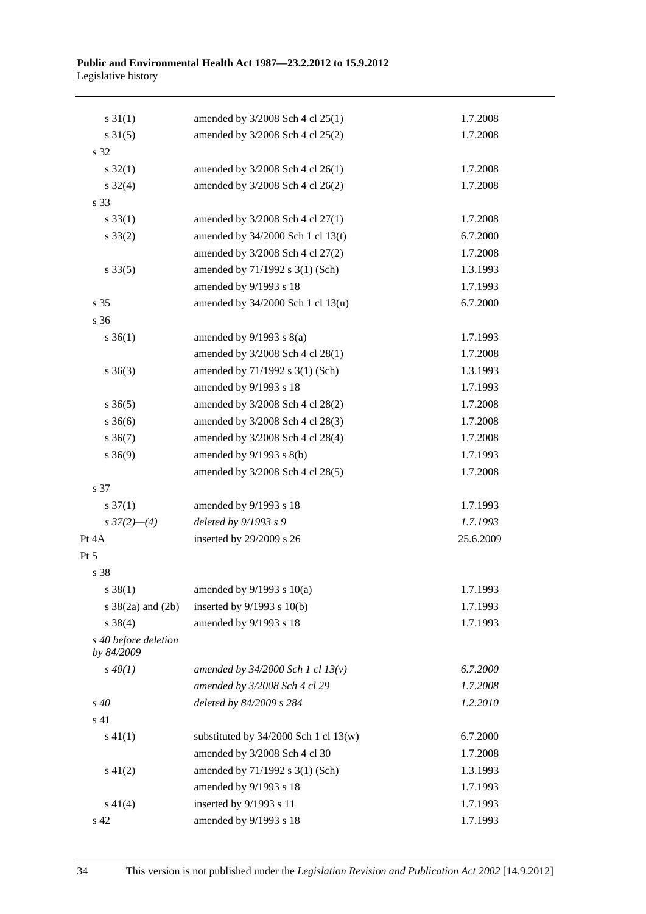| | | |
|---|---|---|
| s 31(1) | amended by 3/2008 Sch 4 cl 25(1) | 1.7.2008 |
| s 31(5) | amended by 3/2008 Sch 4 cl 25(2) | 1.7.2008 |
| s 32 | | |
| s 32(1) | amended by 3/2008 Sch 4 cl 26(1) | 1.7.2008 |
| s 32(4) | amended by 3/2008 Sch 4 cl 26(2) | 1.7.2008 |
| s 33 | | |
| s 33(1) | amended by 3/2008 Sch 4 cl 27(1) | 1.7.2008 |
| s 33(2) | amended by 34/2000 Sch 1 cl 13(t) | 6.7.2000 |
| | amended by 3/2008 Sch 4 cl 27(2) | 1.7.2008 |
| s 33(5) | amended by 71/1992 s 3(1) (Sch) | 1.3.1993 |
| | amended by 9/1993 s 18 | 1.7.1993 |
| s 35 | amended by 34/2000 Sch 1 cl 13(u) | 6.7.2000 |
| s 36 | | |
| s 36(1) | amended by 9/1993 s 8(a) | 1.7.1993 |
| | amended by 3/2008 Sch 4 cl 28(1) | 1.7.2008 |
| s 36(3) | amended by 71/1992 s 3(1) (Sch) | 1.3.1993 |
| | amended by 9/1993 s 18 | 1.7.1993 |
| s 36(5) | amended by 3/2008 Sch 4 cl 28(2) | 1.7.2008 |
| s 36(6) | amended by 3/2008 Sch 4 cl 28(3) | 1.7.2008 |
| s 36(7) | amended by 3/2008 Sch 4 cl 28(4) | 1.7.2008 |
| s 36(9) | amended by 9/1993 s 8(b) | 1.7.1993 |
| | amended by 3/2008 Sch 4 cl 28(5) | 1.7.2008 |
| s 37 | | |
| s 37(1) | amended by 9/1993 s 18 | 1.7.1993 |
| *s 37(2)—(4)* | *deleted by 9/1993 s 9* | *1.7.1993* |
| Pt 4A | inserted by 29/2009 s 26 | 25.6.2009 |
| Pt 5 | | |
| s 38 | | |
| s 38(1) | amended by 9/1993 s 10(a) | 1.7.1993 |
| s 38(2a) and (2b) | inserted by 9/1993 s 10(b) | 1.7.1993 |
| s 38(4) | amended by 9/1993 s 18 | 1.7.1993 |
| *s 40 before deletion by 84/2009* | | |
| *s 40(1)* | *amended by 34/2000 Sch 1 cl 13(v)* | *6.7.2000* |
| | *amended by 3/2008 Sch 4 cl 29* | *1.7.2008* |
| *s 40* | *deleted by 84/2009 s 284* | *1.2.2010* |
| s 41 | | |
| s 41(1) | substituted by 34/2000 Sch 1 cl 13(w) | 6.7.2000 |
| | amended by 3/2008 Sch 4 cl 30 | 1.7.2008 |
| s 41(2) | amended by 71/1992 s 3(1) (Sch) | 1.3.1993 |
| | amended by 9/1993 s 18 | 1.7.1993 |
| s 41(4) | inserted by 9/1993 s 11 | 1.7.1993 |
| s 42 | amended by 9/1993 s 18 | 1.7.1993 |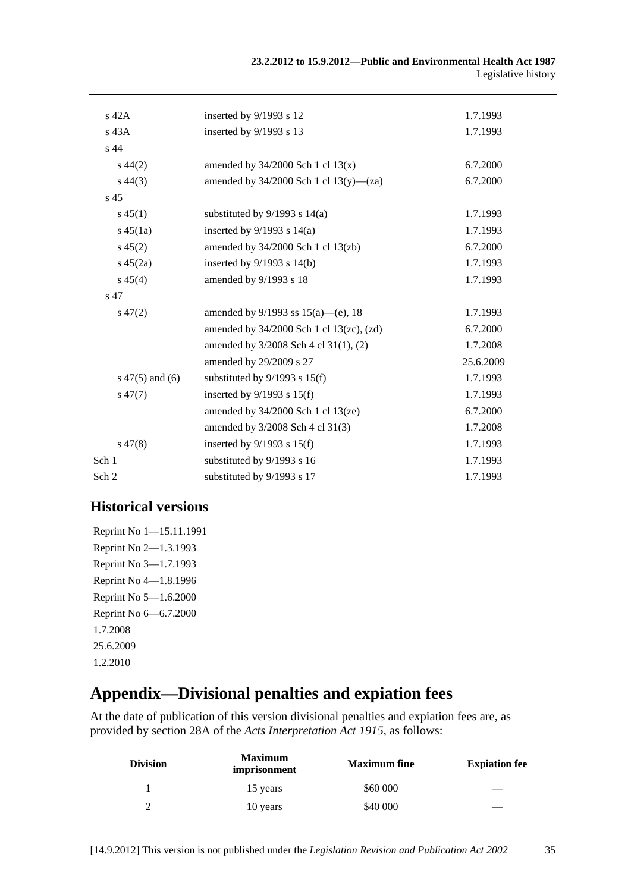| | | |
|---|---|---|
| s 42A | inserted by 9/1993 s 12 | 1.7.1993 |
| s 43A | inserted by 9/1993 s 13 | 1.7.1993 |
| s 44 | | |
| s 44(2) | amended by 34/2000 Sch 1 cl 13(x) | 6.7.2000 |
| s 44(3) | amended by 34/2000 Sch 1 cl 13(y)—(za) | 6.7.2000 |
| s 45 | | |
| s 45(1) | substituted by 9/1993 s 14(a) | 1.7.1993 |
| s 45(1a) | inserted by 9/1993 s 14(a) | 1.7.1993 |
| s 45(2) | amended by 34/2000 Sch 1 cl 13(zb) | 6.7.2000 |
| s 45(2a) | inserted by 9/1993 s 14(b) | 1.7.1993 |
| s 45(4) | amended by 9/1993 s 18 | 1.7.1993 |
| s 47 | | |
| s 47(2) | amended by 9/1993 ss 15(a)—(e), 18 | 1.7.1993 |
| | amended by 34/2000 Sch 1 cl 13(zc), (zd) | 6.7.2000 |
| | amended by 3/2008 Sch 4 cl 31(1), (2) | 1.7.2008 |
| | amended by 29/2009 s 27 | 25.6.2009 |
| s 47(5) and (6) | substituted by 9/1993 s 15(f) | 1.7.1993 |
| s 47(7) | inserted by 9/1993 s 15(f) | 1.7.1993 |
| | amended by 34/2000 Sch 1 cl 13(ze) | 6.7.2000 |
| | amended by 3/2008 Sch 4 cl 31(3) | 1.7.2008 |
| s 47(8) | inserted by 9/1993 s 15(f) | 1.7.1993 |
| Sch 1 | substituted by 9/1993 s 16 | 1.7.1993 |
| Sch 2 | substituted by 9/1993 s 17 | 1.7.1993 |

## Historical versions

Reprint No 1—15.11.1991
Reprint No 2—1.3.1993
Reprint No 3—1.7.1993
Reprint No 4—1.8.1996
Reprint No 5—1.6.2000
Reprint No 6—6.7.2000
1.7.2008
25.6.2009
1.2.2010

# Appendix—Divisional penalties and expiation fees

At the date of publication of this version divisional penalties and expiation fees are, as provided by section 28A of the *Acts Interpretation Act 1915*, as follows:

| Division | Maximum imprisonment | Maximum fine | Expiation fee |
|---|---|---|---|
| 1 | 15 years | $60 000 | — |
| 2 | 10 years | $40 000 | — |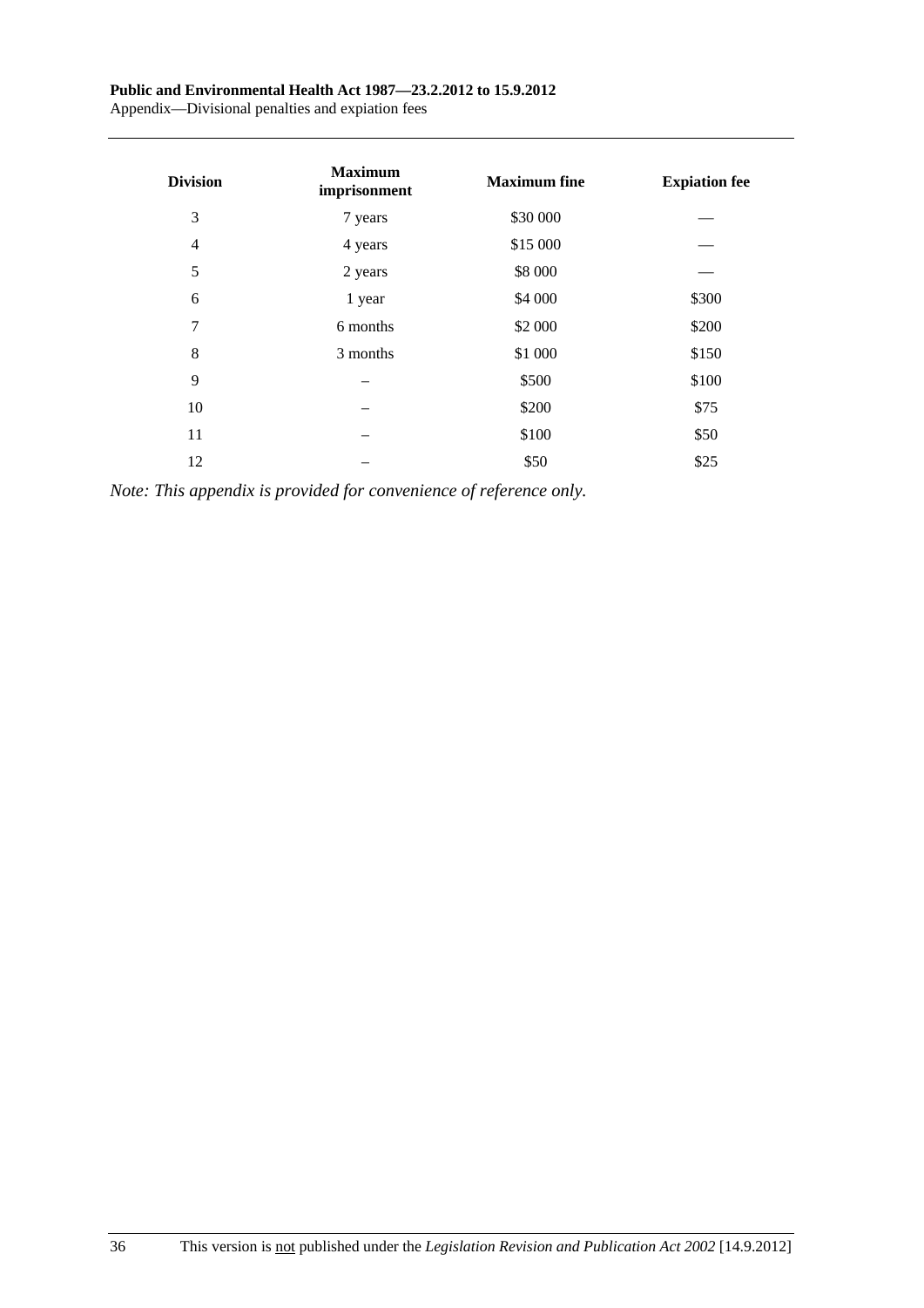| Division | Maximum imprisonment | Maximum fine | Expiation fee |
|---|---|---|---|
| 3 | 7 years | $30 000 | — |
| 4 | 4 years | $15 000 | — |
| 5 | 2 years | $8 000 | — |
| 6 | 1 year | $4 000 | $300 |
| 7 | 6 months | $2 000 | $200 |
| 8 | 3 months | $1 000 | $150 |
| 9 | – | $500 | $100 |
| 10 | – | $200 | $75 |
| 11 | – | $100 | $50 |
| 12 | – | $50 | $25 |

*Note: This appendix is provided for convenience of reference only.*